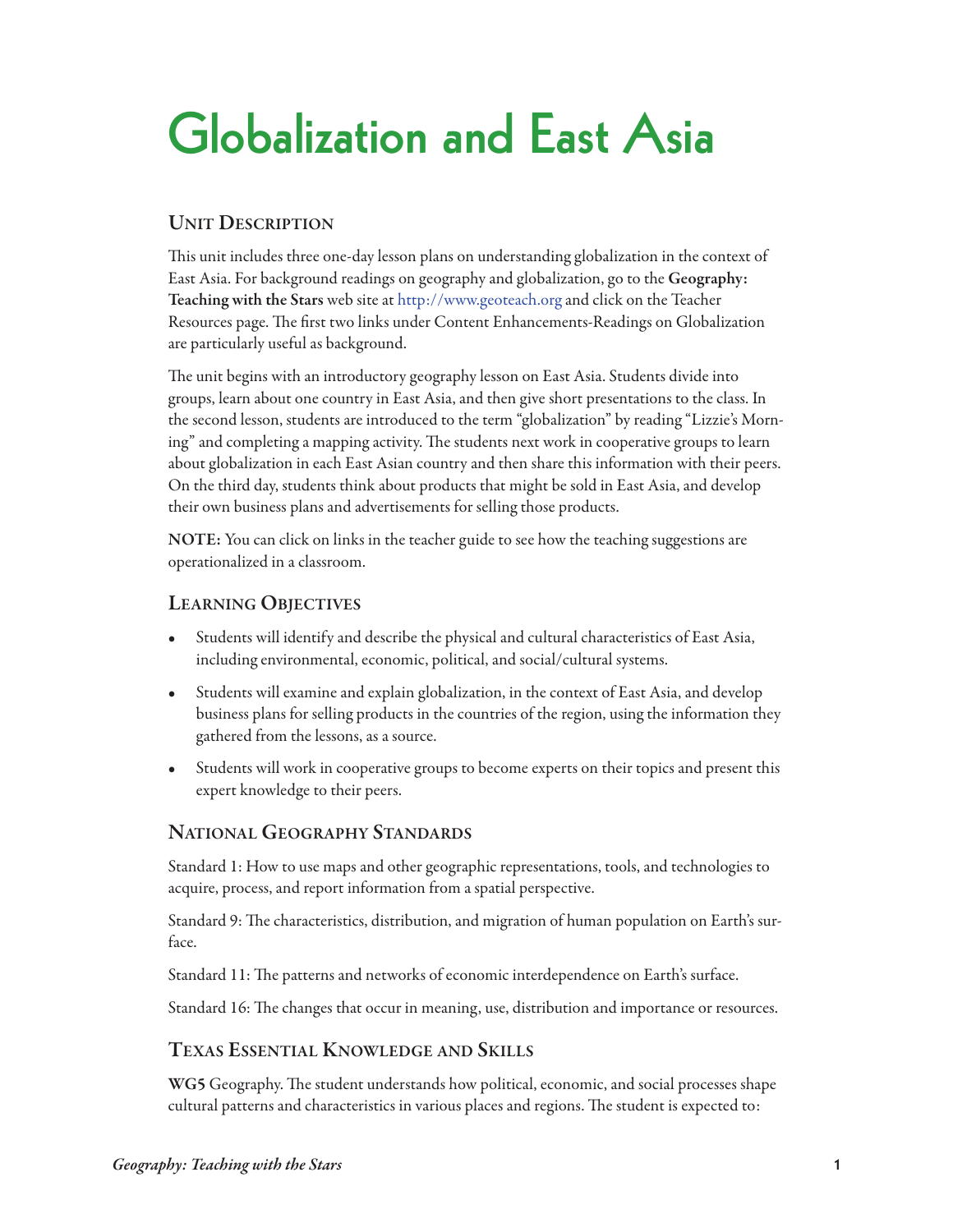# Globalization and East Asia

## Unit Description

This unit includes three one-day lesson plans on understanding globalization in the context of East Asia. For background readings on geography and globalization, go to the **Geography: Teaching with the Stars** web site at http://www.geoteach.org and click on the Teacher Resources page. The first two links under Content Enhancements-Readings on Globalization are particularly useful as background.

The unit begins with an introductory geography lesson on East Asia. Students divide into groups, learn about one country in East Asia, and then give short presentations to the class. In the second lesson, students are introduced to the term "globalization" by reading "Lizzie's Morning" and completing a mapping activity. The students next work in cooperative groups to learn about globalization in each East Asian country and then share this information with their peers. On the third day, students think about products that might be sold in East Asia, and develop their own business plans and advertisements for selling those products.

**NOTE:** You can click on links in the teacher guide to see how the teaching suggestions are operationalized in a classroom.

## Learning Objectives

- Students will identify and describe the physical and cultural characteristics of East Asia, including environmental, economic, political, and social/cultural systems.
- Students will examine and explain globalization, in the context of East Asia, and develop business plans for selling products in the countries of the region, using the information they gathered from the lessons, as a source.
- Students will work in cooperative groups to become experts on their topics and present this expert knowledge to their peers.

## National Geography Standards

Standard 1: How to use maps and other geographic representations, tools, and technologies to acquire, process, and report information from a spatial perspective.

Standard 9: The characteristics, distribution, and migration of human population on Earth's surface.

Standard 11: The patterns and networks of economic interdependence on Earth's surface.

Standard 16: The changes that occur in meaning, use, distribution and importance or resources.

## Texas Essential Knowledge and Skills

**WG5** Geography. The student understands how political, economic, and social processes shape cultural patterns and characteristics in various places and regions. The student is expected to: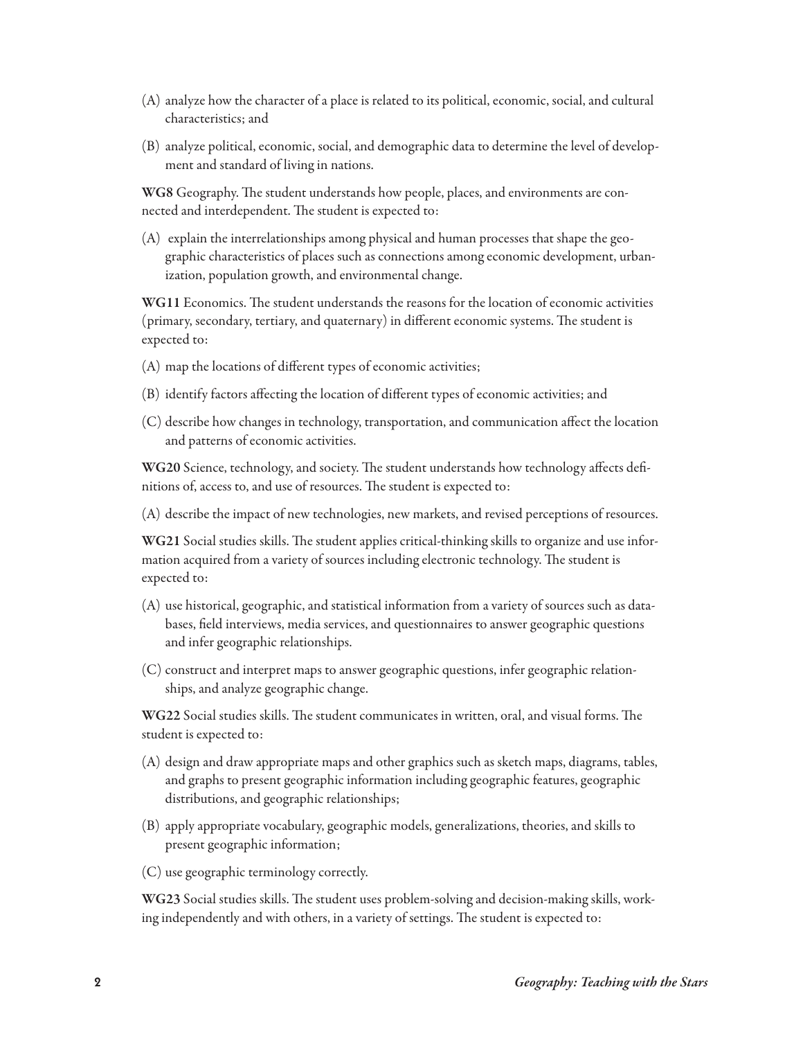(A) analyze how the character of a place is related to its political, economic, social, and cultural characteristics; and

(B) analyze political, economic, social, and demographic data to determine the level of development and standard of living in nations.

**WG8** Geography. The student understands how people, places, and environments are connected and interdependent. The student is expected to:

(A) explain the interrelationships among physical and human processes that shape the geographic characteristics of places such as connections among economic development, urbanization, population growth, and environmental change.

**WG11** Economics. The student understands the reasons for the location of economic activities (primary, secondary, tertiary, and quaternary) in different economic systems. The student is expected to:

(A) map the locations of different types of economic activities;

(B) identify factors affecting the location of different types of economic activities; and

(C) describe how changes in technology, transportation, and communication affect the location and patterns of economic activities.

**WG20** Science, technology, and society. The student understands how technology affects definitions of, access to, and use of resources. The student is expected to:

(A) describe the impact of new technologies, new markets, and revised perceptions of resources.

**WG21** Social studies skills. The student applies critical-thinking skills to organize and use information acquired from a variety of sources including electronic technology. The student is expected to:

(A) use historical, geographic, and statistical information from a variety of sources such as databases, field interviews, media services, and questionnaires to answer geographic questions and infer geographic relationships.

(C) construct and interpret maps to answer geographic questions, infer geographic relationships, and analyze geographic change.

**WG22** Social studies skills. The student communicates in written, oral, and visual forms. The student is expected to:

(A) design and draw appropriate maps and other graphics such as sketch maps, diagrams, tables, and graphs to present geographic information including geographic features, geographic distributions, and geographic relationships;

(B) apply appropriate vocabulary, geographic models, generalizations, theories, and skills to present geographic information;

(C) use geographic terminology correctly.

**WG23** Social studies skills. The student uses problem-solving and decision-making skills, working independently and with others, in a variety of settings. The student is expected to: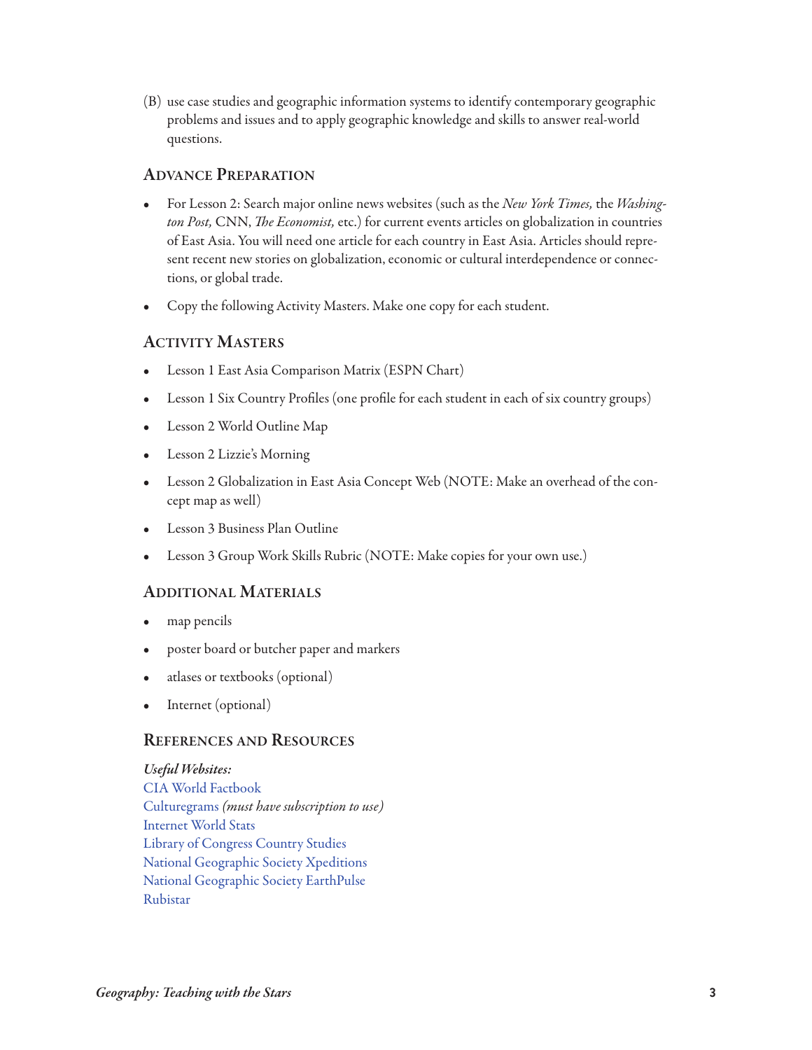(B) use case studies and geographic information systems to identify contemporary geographic problems and issues and to apply geographic knowledge and skills to answer real-world questions.

## Advance Preparation

- For Lesson 2: Search major online news websites (such as the *New York Times,* the *Washington Post,* CNN, *The Economist,* etc.) for current events articles on globalization in countries of East Asia. You will need one article for each country in East Asia. Articles should represent recent new stories on globalization, economic or cultural interdependence or connections, or global trade.
- Copy the following Activity Masters. Make one copy for each student.

## Activity Masters

- Lesson 1 East Asia Comparison Matrix (ESPN Chart)
- Lesson 1 Six Country Profiles (one profile for each student in each of six country groups)
- Lesson 2 World Outline Map
- Lesson 2 Lizzie's Morning
- Lesson 2 Globalization in East Asia Concept Web (NOTE: Make an overhead of the concept map as well)
- Lesson 3 Business Plan Outline
- Lesson 3 Group Work Skills Rubric (NOTE: Make copies for your own use.)

## Additional Materials

- map pencils
- poster board or butcher paper and markers
- atlases or textbooks (optional)
- Internet (optional)

## References and Resources

***Useful Websites:***
CIA World Factbook
Culturegrams *(must have subscription to use)*
Internet World Stats
Library of Congress Country Studies
National Geographic Society Xpeditions
National Geographic Society EarthPulse
Rubistar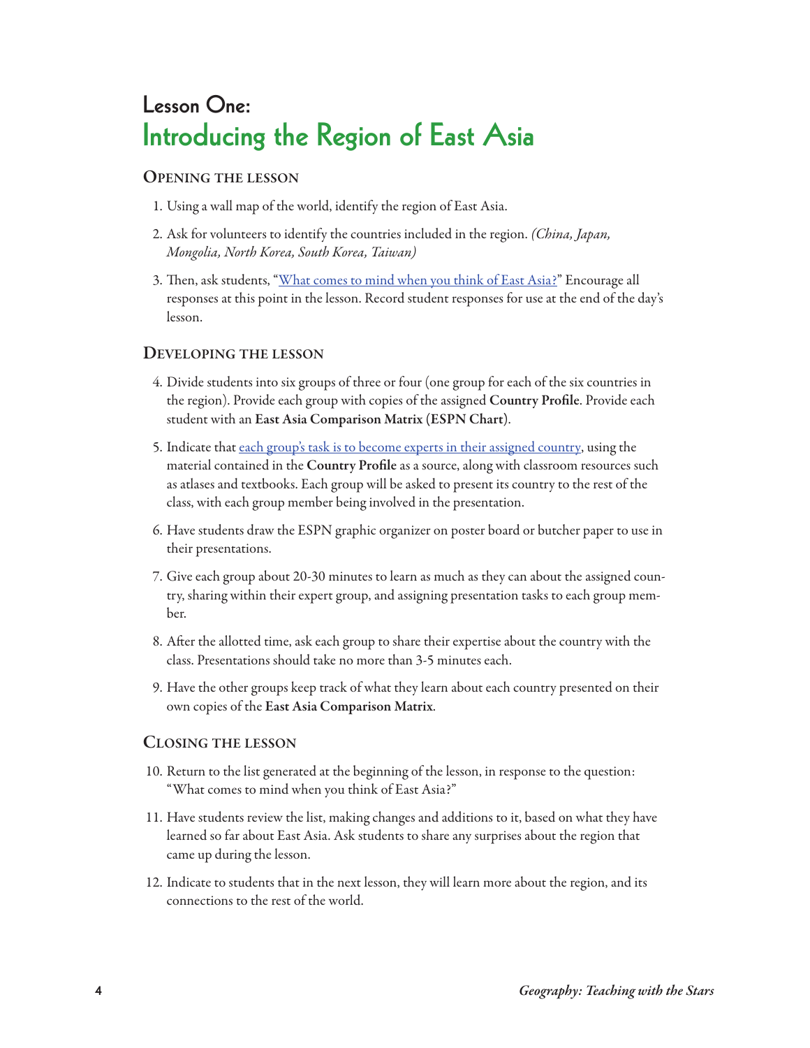# Lesson One:
## Introducing the Region of East Asia

### Opening the lesson

1. Using a wall map of the world, identify the region of East Asia.
2. Ask for volunteers to identify the countries included in the region. *(China, Japan, Mongolia, North Korea, South Korea, Taiwan)*
3. Then, ask students, "What comes to mind when you think of East Asia?" Encourage all responses at this point in the lesson. Record student responses for use at the end of the day's lesson.

### Developing the lesson

4. Divide students into six groups of three or four (one group for each of the six countries in the region). Provide each group with copies of the assigned **Country Profile**. Provide each student with an **East Asia Comparison Matrix (ESPN Chart)**.
5. Indicate that each group's task is to become experts in their assigned country, using the material contained in the **Country Profile** as a source, along with classroom resources such as atlases and textbooks. Each group will be asked to present its country to the rest of the class, with each group member being involved in the presentation.
6. Have students draw the ESPN graphic organizer on poster board or butcher paper to use in their presentations.
7. Give each group about 20-30 minutes to learn as much as they can about the assigned country, sharing within their expert group, and assigning presentation tasks to each group member.
8. After the allotted time, ask each group to share their expertise about the country with the class. Presentations should take no more than 3-5 minutes each.
9. Have the other groups keep track of what they learn about each country presented on their own copies of the **East Asia Comparison Matrix**.

### Closing the lesson

10. Return to the list generated at the beginning of the lesson, in response to the question: "What comes to mind when you think of East Asia?"
11. Have students review the list, making changes and additions to it, based on what they have learned so far about East Asia. Ask students to share any surprises about the region that came up during the lesson.
12. Indicate to students that in the next lesson, they will learn more about the region, and its connections to the rest of the world.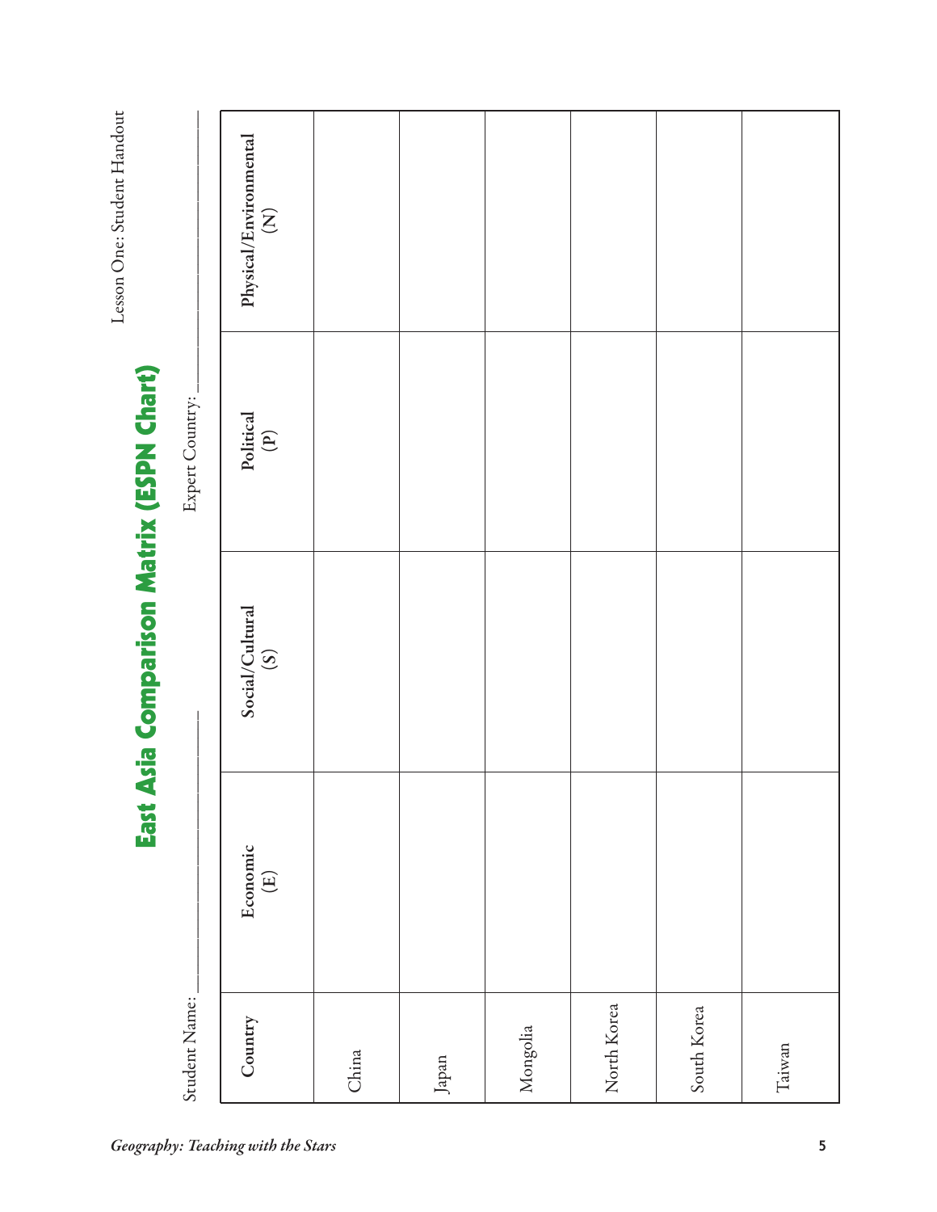Lesson One: Student Handout

# East Asia Comparison Matrix (ESPN Chart)

Student Name: ______________________ Expert Country: ______________________

| Country | Economic (E) | Social/Cultural (S) | Political (P) | Physical/Environmental (N) |
|---|---|---|---|---|
| China | | | | |
| Japan | | | | |
| Mongolia | | | | |
| North Korea | | | | |
| South Korea | | | | |
| Taiwan | | | | |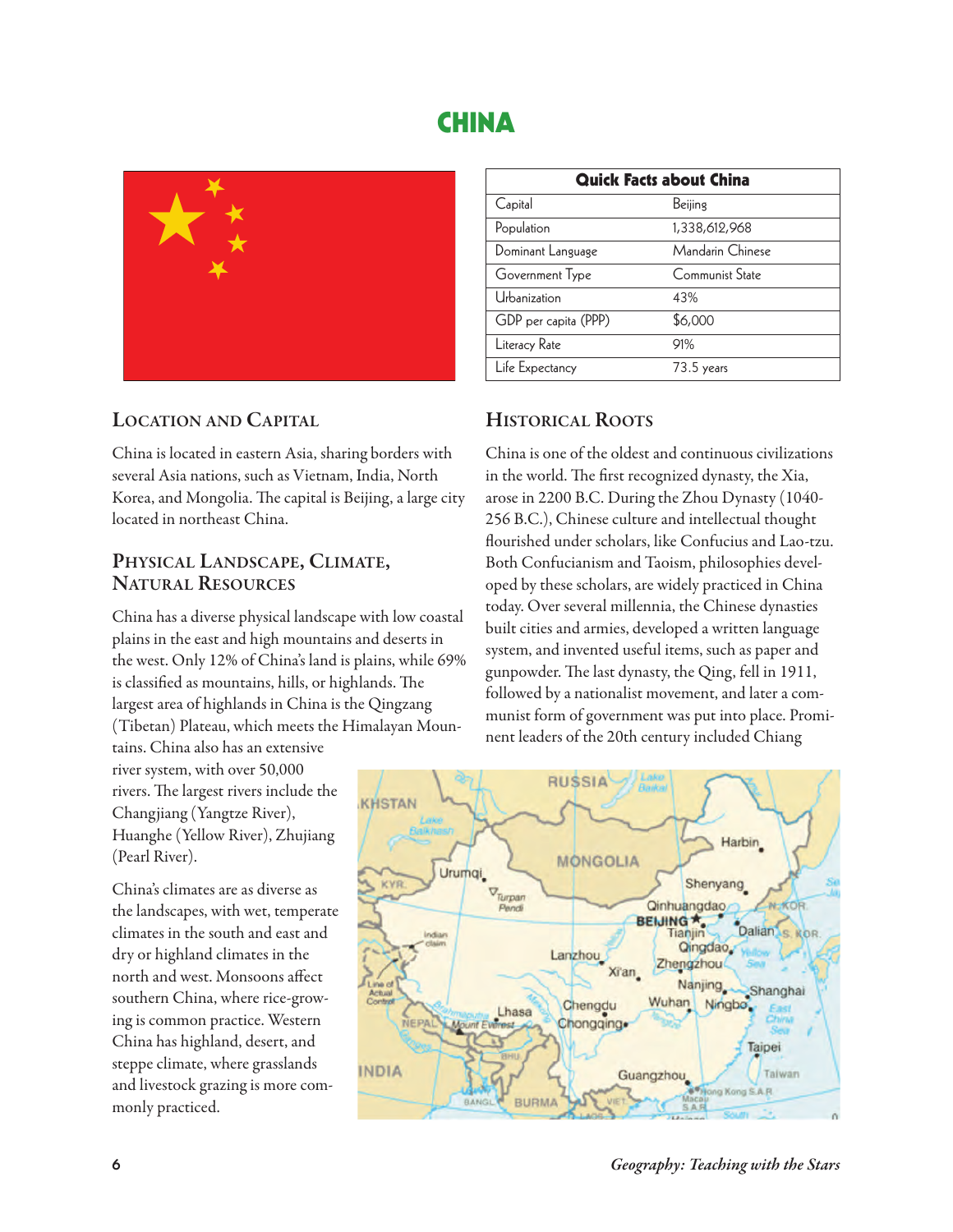# CHINA

| Quick Facts about China | |
|---|---|
| Capital | Beijing |
| Population | 1,338,612,968 |
| Dominant Language | Mandarin Chinese |
| Government Type | Communist State |
| Urbanization | 43% |
| GDP per capita (PPP) | $6,000 |
| Literacy Rate | 91% |
| Life Expectancy | 73.5 years |

## Location and Capital

China is located in eastern Asia, sharing borders with several Asia nations, such as Vietnam, India, North Korea, and Mongolia. The capital is Beijing, a large city located in northeast China.

## Physical Landscape, Climate, Natural Resources

China has a diverse physical landscape with low coastal plains in the east and high mountains and deserts in the west. Only 12% of China's land is plains, while 69% is classified as mountains, hills, or highlands. The largest area of highlands in China is the Qingzang (Tibetan) Plateau, which meets the Himalayan Mountains. China also has an extensive river system, with over 50,000 rivers. The largest rivers include the Changjiang (Yangtze River), Huanghe (Yellow River), Zhujiang (Pearl River).

China's climates are as diverse as the landscapes, with wet, temperate climates in the south and east and dry or highland climates in the north and west. Monsoons affect southern China, where rice-growing is common practice. Western China has highland, desert, and steppe climate, where grasslands and livestock grazing is more commonly practiced.

## Historical Roots

China is one of the oldest and continuous civilizations in the world. The first recognized dynasty, the Xia, arose in 2200 B.C. During the Zhou Dynasty (1040-256 B.C.), Chinese culture and intellectual thought flourished under scholars, like Confucius and Lao-tzu. Both Confucianism and Taoism, philosophies developed by these scholars, are widely practiced in China today. Over several millennia, the Chinese dynasties built cities and armies, developed a written language system, and invented useful items, such as paper and gunpowder. The last dynasty, the Qing, fell in 1911, followed by a nationalist movement, and later a communist form of government was put into place. Prominent leaders of the 20th century included Chiang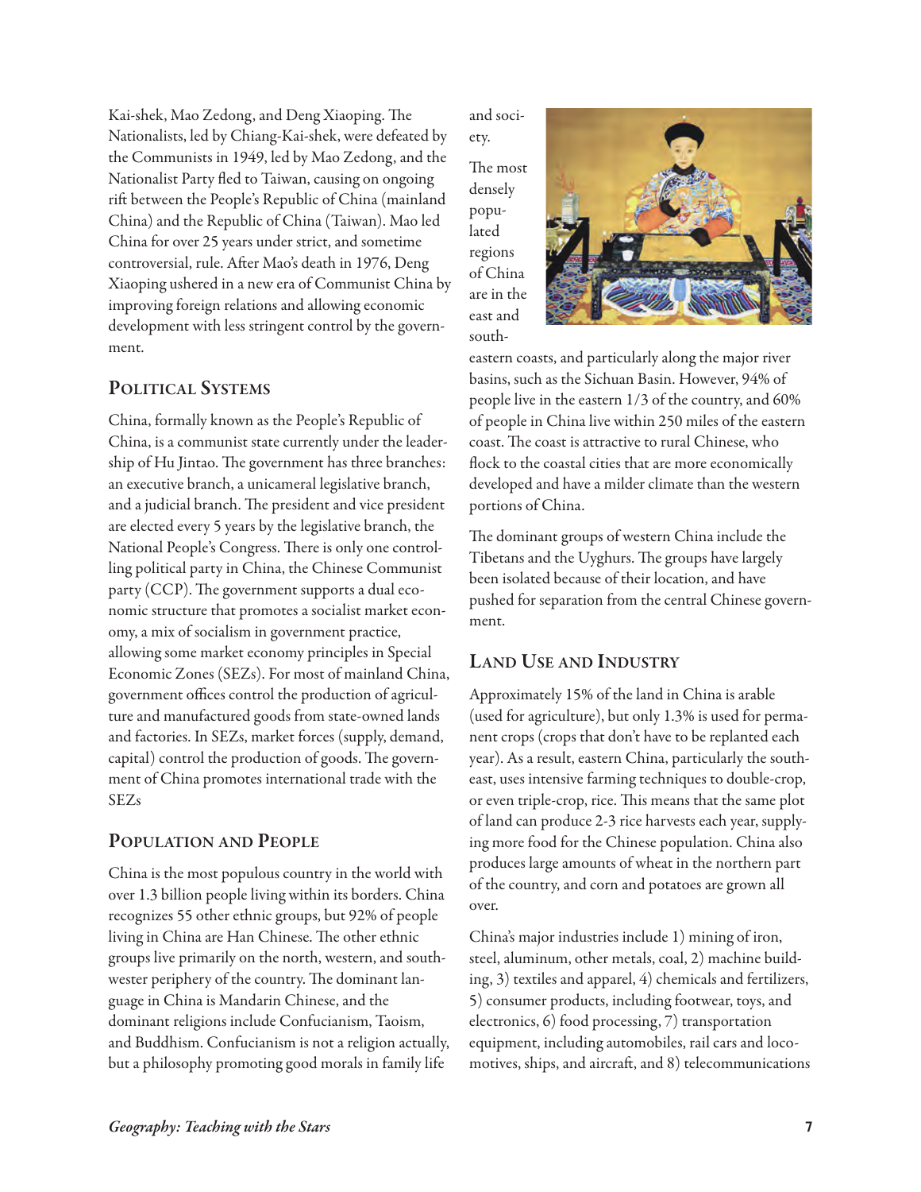Kai-shek, Mao Zedong, and Deng Xiaoping. The Nationalists, led by Chiang-Kai-shek, were defeated by the Communists in 1949, led by Mao Zedong, and the Nationalist Party fled to Taiwan, causing on ongoing rift between the People's Republic of China (mainland China) and the Republic of China (Taiwan). Mao led China for over 25 years under strict, and sometime controversial, rule. After Mao's death in 1976, Deng Xiaoping ushered in a new era of Communist China by improving foreign relations and allowing economic development with less stringent control by the government.

## Political Systems

China, formally known as the People's Republic of China, is a communist state currently under the leadership of Hu Jintao. The government has three branches: an executive branch, a unicameral legislative branch, and a judicial branch. The president and vice president are elected every 5 years by the legislative branch, the National People's Congress. There is only one controlling political party in China, the Chinese Communist party (CCP). The government supports a dual economic structure that promotes a socialist market economy, a mix of socialism in government practice, allowing some market economy principles in Special Economic Zones (SEZs). For most of mainland China, government offices control the production of agriculture and manufactured goods from state-owned lands and factories. In SEZs, market forces (supply, demand, capital) control the production of goods. The government of China promotes international trade with the SEZs

## Population and People

China is the most populous country in the world with over 1.3 billion people living within its borders. China recognizes 55 other ethnic groups, but 92% of people living in China are Han Chinese. The other ethnic groups live primarily on the north, western, and southwester periphery of the country. The dominant language in China is Mandarin Chinese, and the dominant religions include Confucianism, Taoism, and Buddhism. Confucianism is not a religion actually, but a philosophy promoting good morals in family life and society.

The most densely populated regions of China are in the east and southeastern coasts, and particularly along the major river basins, such as the Sichuan Basin. However, 94% of people live in the eastern 1/3 of the country, and 60% of people in China live within 250 miles of the eastern coast. The coast is attractive to rural Chinese, who flock to the coastal cities that are more economically developed and have a milder climate than the western portions of China.

The dominant groups of western China include the Tibetans and the Uyghurs. The groups have largely been isolated because of their location, and have pushed for separation from the central Chinese government.

## Land Use and Industry

Approximately 15% of the land in China is arable (used for agriculture), but only 1.3% is used for permanent crops (crops that don't have to be replanted each year). As a result, eastern China, particularly the southeast, uses intensive farming techniques to double-crop, or even triple-crop, rice. This means that the same plot of land can produce 2-3 rice harvests each year, supplying more food for the Chinese population. China also produces large amounts of wheat in the northern part of the country, and corn and potatoes are grown all over.

China's major industries include 1) mining of iron, steel, aluminum, other metals, coal, 2) machine building, 3) textiles and apparel, 4) chemicals and fertilizers, 5) consumer products, including footwear, toys, and electronics, 6) food processing, 7) transportation equipment, including automobiles, rail cars and locomotives, ships, and aircraft, and 8) telecommunications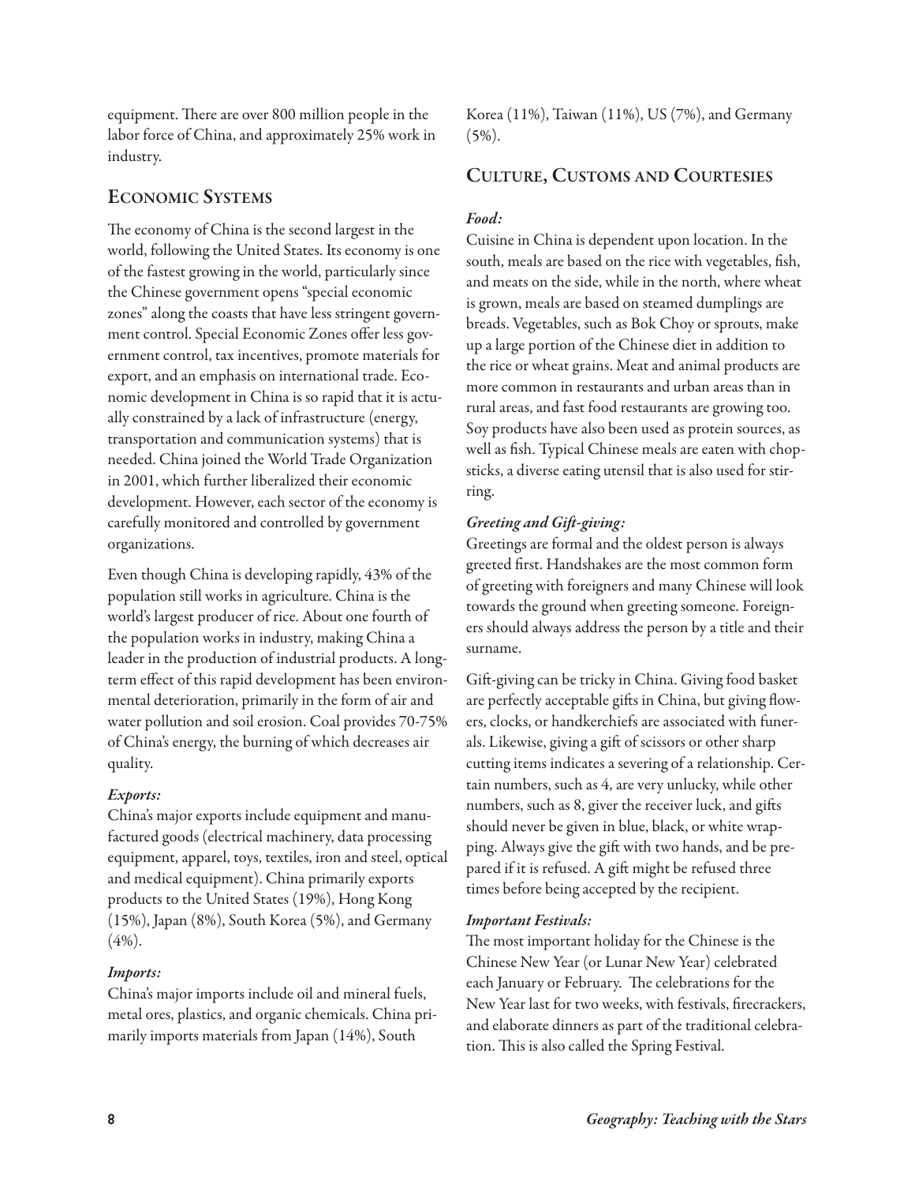equipment. There are over 800 million people in the labor force of China, and approximately 25% work in industry.

## Economic Systems

The economy of China is the second largest in the world, following the United States. Its economy is one of the fastest growing in the world, particularly since the Chinese government opens "special economic zones" along the coasts that have less stringent government control. Special Economic Zones offer less government control, tax incentives, promote materials for export, and an emphasis on international trade. Economic development in China is so rapid that it is actually constrained by a lack of infrastructure (energy, transportation and communication systems) that is needed. China joined the World Trade Organization in 2001, which further liberalized their economic development. However, each sector of the economy is carefully monitored and controlled by government organizations.

Even though China is developing rapidly, 43% of the population still works in agriculture. China is the world's largest producer of rice. About one fourth of the population works in industry, making China a leader in the production of industrial products. A long-term effect of this rapid development has been environmental deterioration, primarily in the form of air and water pollution and soil erosion. Coal provides 70-75% of China's energy, the burning of which decreases air quality.

### *Exports:*

China's major exports include equipment and manufactured goods (electrical machinery, data processing equipment, apparel, toys, textiles, iron and steel, optical and medical equipment). China primarily exports products to the United States (19%), Hong Kong (15%), Japan (8%), South Korea (5%), and Germany (4%).

### *Imports:*

China's major imports include oil and mineral fuels, metal ores, plastics, and organic chemicals. China primarily imports materials from Japan (14%), South Korea (11%), Taiwan (11%), US (7%), and Germany (5%).

## Culture, Customs and Courtesies

### *Food:*

Cuisine in China is dependent upon location. In the south, meals are based on the rice with vegetables, fish, and meats on the side, while in the north, where wheat is grown, meals are based on steamed dumplings are breads. Vegetables, such as Bok Choy or sprouts, make up a large portion of the Chinese diet in addition to the rice or wheat grains. Meat and animal products are more common in restaurants and urban areas than in rural areas, and fast food restaurants are growing too. Soy products have also been used as protein sources, as well as fish. Typical Chinese meals are eaten with chopsticks, a diverse eating utensil that is also used for stirring.

### *Greeting and Gift-giving:*

Greetings are formal and the oldest person is always greeted first. Handshakes are the most common form of greeting with foreigners and many Chinese will look towards the ground when greeting someone. Foreigners should always address the person by a title and their surname.

Gift-giving can be tricky in China. Giving food basket are perfectly acceptable gifts in China, but giving flowers, clocks, or handkerchiefs are associated with funerals. Likewise, giving a gift of scissors or other sharp cutting items indicates a severing of a relationship. Certain numbers, such as 4, are very unlucky, while other numbers, such as 8, giver the receiver luck, and gifts should never be given in blue, black, or white wrapping. Always give the gift with two hands, and be prepared if it is refused. A gift might be refused three times before being accepted by the recipient.

### *Important Festivals:*

The most important holiday for the Chinese is the Chinese New Year (or Lunar New Year) celebrated each January or February. The celebrations for the New Year last for two weeks, with festivals, firecrackers, and elaborate dinners as part of the traditional celebration. This is also called the Spring Festival.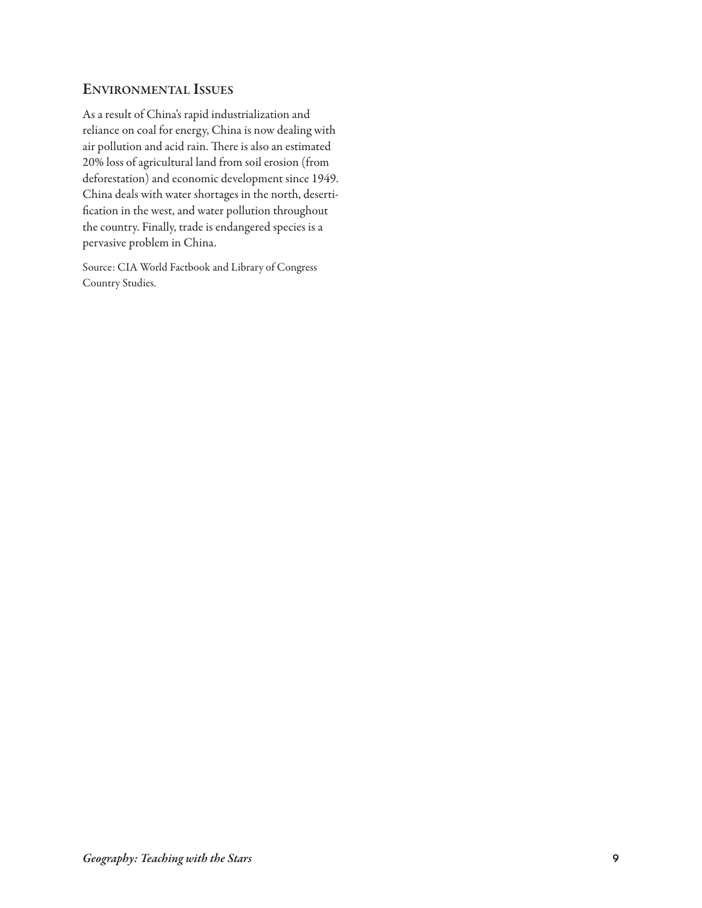## Environmental Issues

As a result of China's rapid industrialization and reliance on coal for energy, China is now dealing with air pollution and acid rain. There is also an estimated 20% loss of agricultural land from soil erosion (from deforestation) and economic development since 1949. China deals with water shortages in the north, desertification in the west, and water pollution throughout the country. Finally, trade is endangered species is a pervasive problem in China.

Source: CIA World Factbook and Library of Congress Country Studies.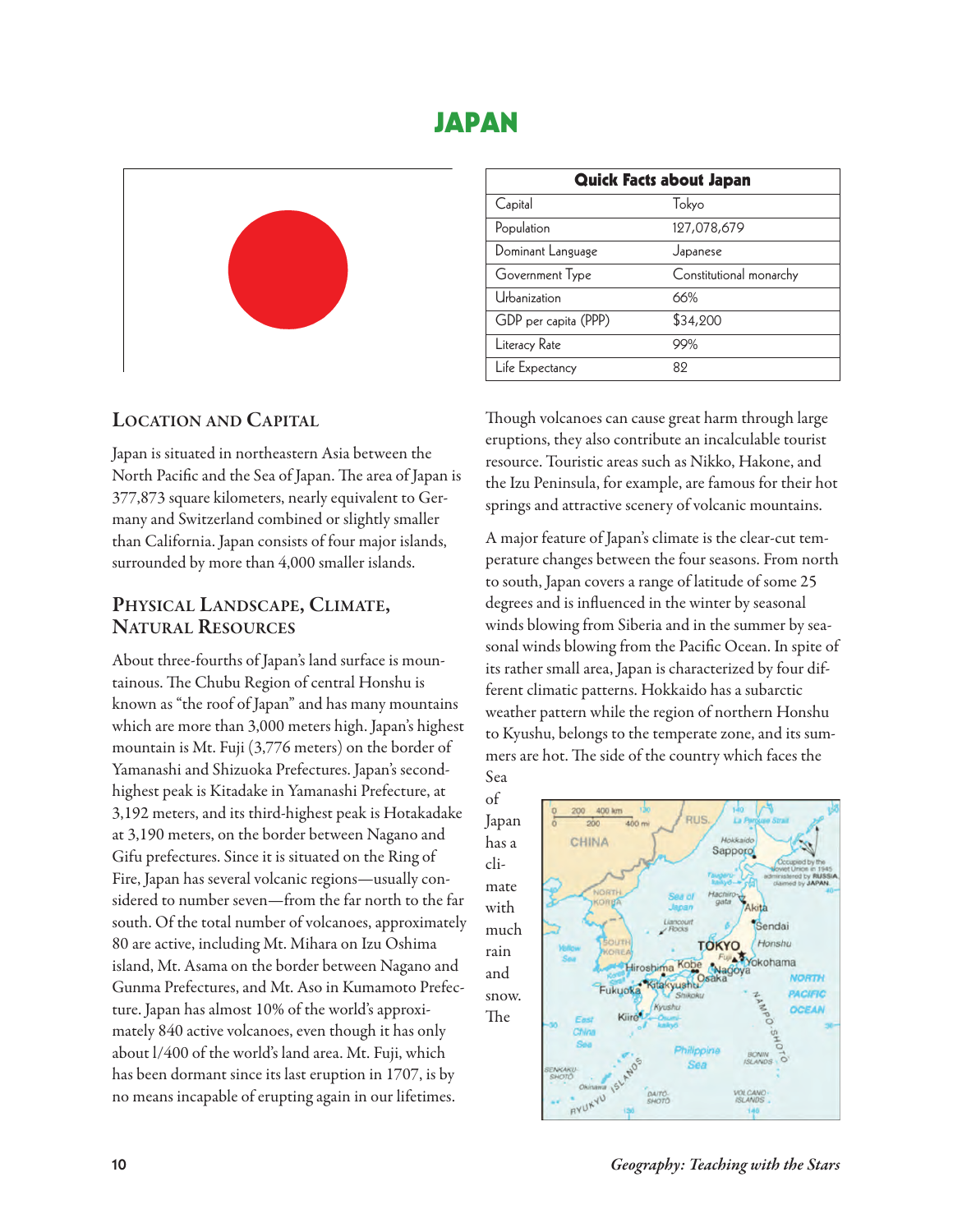# JAPAN

| Quick Facts about Japan | |
|---|---|
| Capital | Tokyo |
| Population | 127,078,679 |
| Dominant Language | Japanese |
| Government Type | Constitutional monarchy |
| Urbanization | 66% |
| GDP per capita (PPP) | $34,200 |
| Literacy Rate | 99% |
| Life Expectancy | 82 |

## Location and Capital

Japan is situated in northeastern Asia between the North Pacific and the Sea of Japan. The area of Japan is 377,873 square kilometers, nearly equivalent to Germany and Switzerland combined or slightly smaller than California. Japan consists of four major islands, surrounded by more than 4,000 smaller islands.

## Physical Landscape, Climate, Natural Resources

About three-fourths of Japan's land surface is mountainous. The Chubu Region of central Honshu is known as "the roof of Japan" and has many mountains which are more than 3,000 meters high. Japan's highest mountain is Mt. Fuji (3,776 meters) on the border of Yamanashi and Shizuoka Prefectures. Japan's second-highest peak is Kitadake in Yamanashi Prefecture, at 3,192 meters, and its third-highest peak is Hotakadake at 3,190 meters, on the border between Nagano and Gifu prefectures. Since it is situated on the Ring of Fire, Japan has several volcanic regions—usually considered to number seven—from the far north to the far south. Of the total number of volcanoes, approximately 80 are active, including Mt. Mihara on Izu Oshima island, Mt. Asama on the border between Nagano and Gunma Prefectures, and Mt. Aso in Kumamoto Prefecture. Japan has almost 10% of the world's approximately 840 active volcanoes, even though it has only about 1/400 of the world's land area. Mt. Fuji, which has been dormant since its last eruption in 1707, is by no means incapable of erupting again in our lifetimes.

Though volcanoes can cause great harm through large eruptions, they also contribute an incalculable tourist resource. Touristic areas such as Nikko, Hakone, and the Izu Peninsula, for example, are famous for their hot springs and attractive scenery of volcanic mountains.

A major feature of Japan's climate is the clear-cut temperature changes between the four seasons. From north to south, Japan covers a range of latitude of some 25 degrees and is influenced in the winter by seasonal winds blowing from Siberia and in the summer by seasonal winds blowing from the Pacific Ocean. In spite of its rather small area, Japan is characterized by four different climatic patterns. Hokkaido has a subarctic weather pattern while the region of northern Honshu to Kyushu, belongs to the temperate zone, and its summers are hot. The side of the country which faces the Sea of Japan has a climate with much rain and snow. The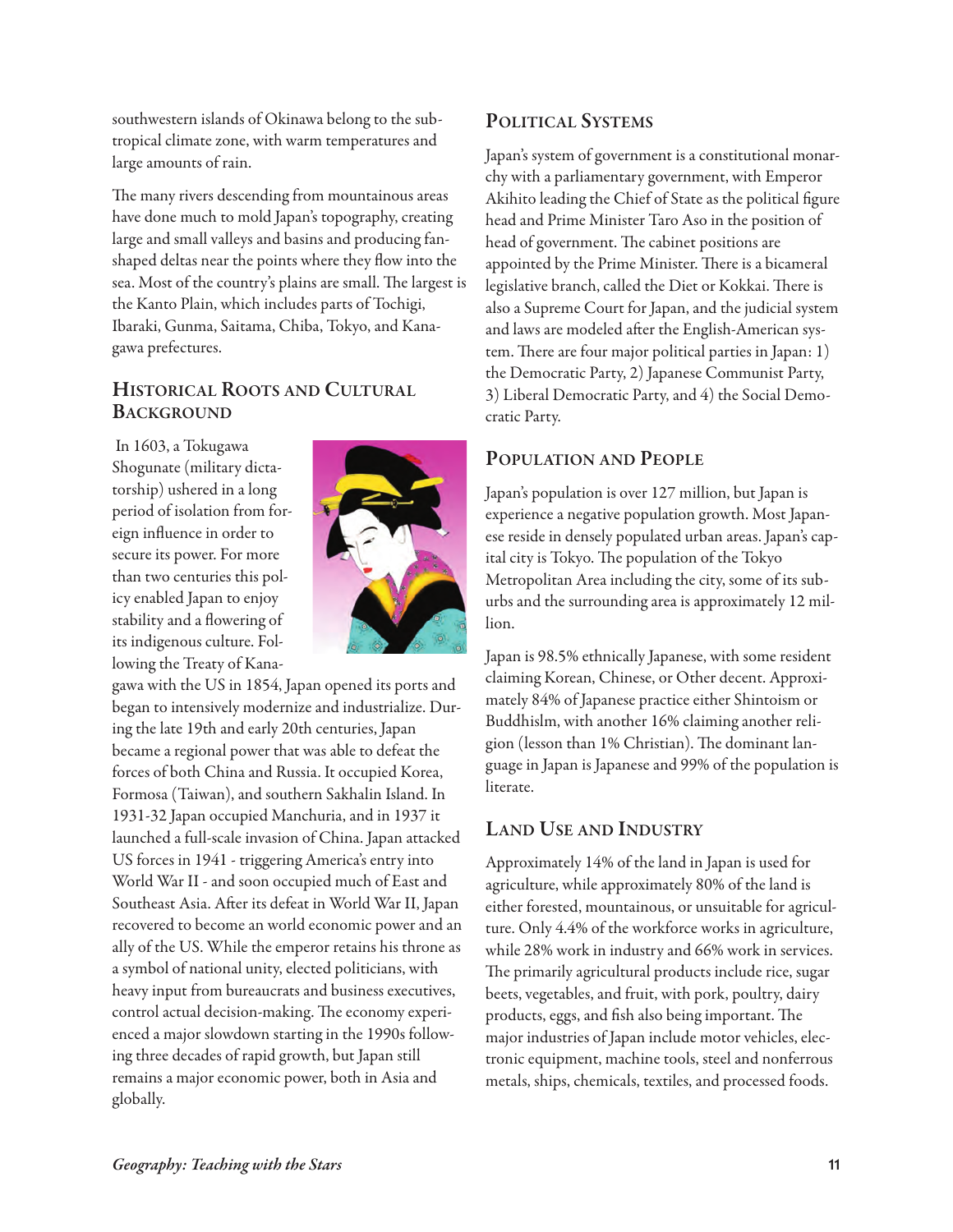southwestern islands of Okinawa belong to the subtropical climate zone, with warm temperatures and large amounts of rain.

The many rivers descending from mountainous areas have done much to mold Japan's topography, creating large and small valleys and basins and producing fan-shaped deltas near the points where they flow into the sea. Most of the country's plains are small. The largest is the Kanto Plain, which includes parts of Tochigi, Ibaraki, Gunma, Saitama, Chiba, Tokyo, and Kanagawa prefectures.

## Historical Roots and Cultural Background

In 1603, a Tokugawa Shogunate (military dictatorship) ushered in a long period of isolation from foreign influence in order to secure its power. For more than two centuries this policy enabled Japan to enjoy stability and a flowering of its indigenous culture. Following the Treaty of Kanagawa with the US in 1854, Japan opened its ports and began to intensively modernize and industrialize. During the late 19th and early 20th centuries, Japan became a regional power that was able to defeat the forces of both China and Russia. It occupied Korea, Formosa (Taiwan), and southern Sakhalin Island. In 1931-32 Japan occupied Manchuria, and in 1937 it launched a full-scale invasion of China. Japan attacked US forces in 1941 - triggering America's entry into World War II - and soon occupied much of East and Southeast Asia. After its defeat in World War II, Japan recovered to become an world economic power and an ally of the US. While the emperor retains his throne as a symbol of national unity, elected politicians, with heavy input from bureaucrats and business executives, control actual decision-making. The economy experienced a major slowdown starting in the 1990s following three decades of rapid growth, but Japan still remains a major economic power, both in Asia and globally.

## Political Systems

Japan's system of government is a constitutional monarchy with a parliamentary government, with Emperor Akihito leading the Chief of State as the political figure head and Prime Minister Taro Aso in the position of head of government. The cabinet positions are appointed by the Prime Minister. There is a bicameral legislative branch, called the Diet or Kokkai. There is also a Supreme Court for Japan, and the judicial system and laws are modeled after the English-American system. There are four major political parties in Japan: 1) the Democratic Party, 2) Japanese Communist Party, 3) Liberal Democratic Party, and 4) the Social Democratic Party.

## Population and People

Japan's population is over 127 million, but Japan is experience a negative population growth. Most Japanese reside in densely populated urban areas. Japan's capital city is Tokyo. The population of the Tokyo Metropolitan Area including the city, some of its suburbs and the surrounding area is approximately 12 million.

Japan is 98.5% ethnically Japanese, with some resident claiming Korean, Chinese, or Other decent. Approximately 84% of Japanese practice either Shintoism or Buddhislm, with another 16% claiming another religion (lesson than 1% Christian). The dominant language in Japan is Japanese and 99% of the population is literate.

## Land Use and Industry

Approximately 14% of the land in Japan is used for agriculture, while approximately 80% of the land is either forested, mountainous, or unsuitable for agriculture. Only 4.4% of the workforce works in agriculture, while 28% work in industry and 66% work in services. The primarily agricultural products include rice, sugar beets, vegetables, and fruit, with pork, poultry, dairy products, eggs, and fish also being important. The major industries of Japan include motor vehicles, electronic equipment, machine tools, steel and nonferrous metals, ships, chemicals, textiles, and processed foods.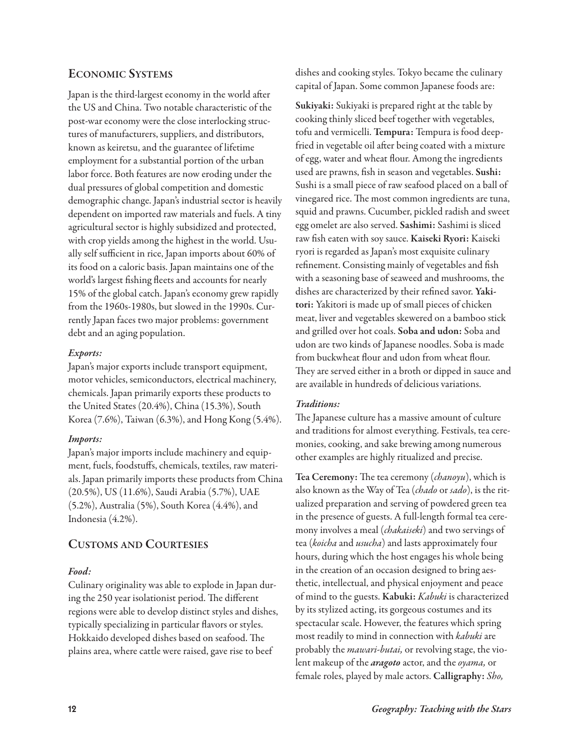## Economic Systems

Japan is the third-largest economy in the world after the US and China. Two notable characteristic of the post-war economy were the close interlocking structures of manufacturers, suppliers, and distributors, known as keiretsu, and the guarantee of lifetime employment for a substantial portion of the urban labor force. Both features are now eroding under the dual pressures of global competition and domestic demographic change. Japan's industrial sector is heavily dependent on imported raw materials and fuels. A tiny agricultural sector is highly subsidized and protected, with crop yields among the highest in the world. Usually self sufficient in rice, Japan imports about 60% of its food on a caloric basis. Japan maintains one of the world's largest fishing fleets and accounts for nearly 15% of the global catch. Japan's economy grew rapidly from the 1960s-1980s, but slowed in the 1990s. Currently Japan faces two major problems: government debt and an aging population.

### *Exports:*

Japan's major exports include transport equipment, motor vehicles, semiconductors, electrical machinery, chemicals. Japan primarily exports these products to the United States (20.4%), China (15.3%), South Korea (7.6%), Taiwan (6.3%), and Hong Kong (5.4%).

### *Imports:*

Japan's major imports include machinery and equipment, fuels, foodstuffs, chemicals, textiles, raw materials. Japan primarily imports these products from China (20.5%), US (11.6%), Saudi Arabia (5.7%), UAE (5.2%), Australia (5%), South Korea (4.4%), and Indonesia (4.2%).

## Customs and Courtesies

### *Food:*

Culinary originality was able to explode in Japan during the 250 year isolationist period. The different regions were able to develop distinct styles and dishes, typically specializing in particular flavors or styles. Hokkaido developed dishes based on seafood. The plains area, where cattle were raised, gave rise to beef dishes and cooking styles. Tokyo became the culinary capital of Japan. Some common Japanese foods are:

**Sukiyaki:** Sukiyaki is prepared right at the table by cooking thinly sliced beef together with vegetables, tofu and vermicelli. **Tempura:** Tempura is food deep-fried in vegetable oil after being coated with a mixture of egg, water and wheat flour. Among the ingredients used are prawns, fish in season and vegetables. **Sushi:** Sushi is a small piece of raw seafood placed on a ball of vinegared rice. The most common ingredients are tuna, squid and prawns. Cucumber, pickled radish and sweet egg omelet are also served. **Sashimi:** Sashimi is sliced raw fish eaten with soy sauce. **Kaiseki Ryori:** Kaiseki ryori is regarded as Japan's most exquisite culinary refinement. Consisting mainly of vegetables and fish with a seasoning base of seaweed and mushrooms, the dishes are characterized by their refined savor. **Yakitori:** Yakitori is made up of small pieces of chicken meat, liver and vegetables skewered on a bamboo stick and grilled over hot coals. **Soba and udon:** Soba and udon are two kinds of Japanese noodles. Soba is made from buckwheat flour and udon from wheat flour. They are served either in a broth or dipped in sauce and are available in hundreds of delicious variations.

### *Traditions:*

The Japanese culture has a massive amount of culture and traditions for almost everything. Festivals, tea ceremonies, cooking, and sake brewing among numerous other examples are highly ritualized and precise.

**Tea Ceremony:** The tea ceremony (*chanoyu*), which is also known as the Way of Tea (*chado* or *sado*), is the ritualized preparation and serving of powdered green tea in the presence of guests. A full-length formal tea ceremony involves a meal (*chakaiseki*) and two servings of tea (*koicha* and *usucha*) and lasts approximately four hours, during which the host engages his whole being in the creation of an occasion designed to bring aesthetic, intellectual, and physical enjoyment and peace of mind to the guests. **Kabuki:** *Kabuki* is characterized by its stylized acting, its gorgeous costumes and its spectacular scale. However, the features which spring most readily to mind in connection with *kabuki* are probably the *mawari-butai,* or revolving stage, the violent makeup of the ***aragoto*** actor, and the *oyama,* or female roles, played by male actors. **Calligraphy:** *Sho,*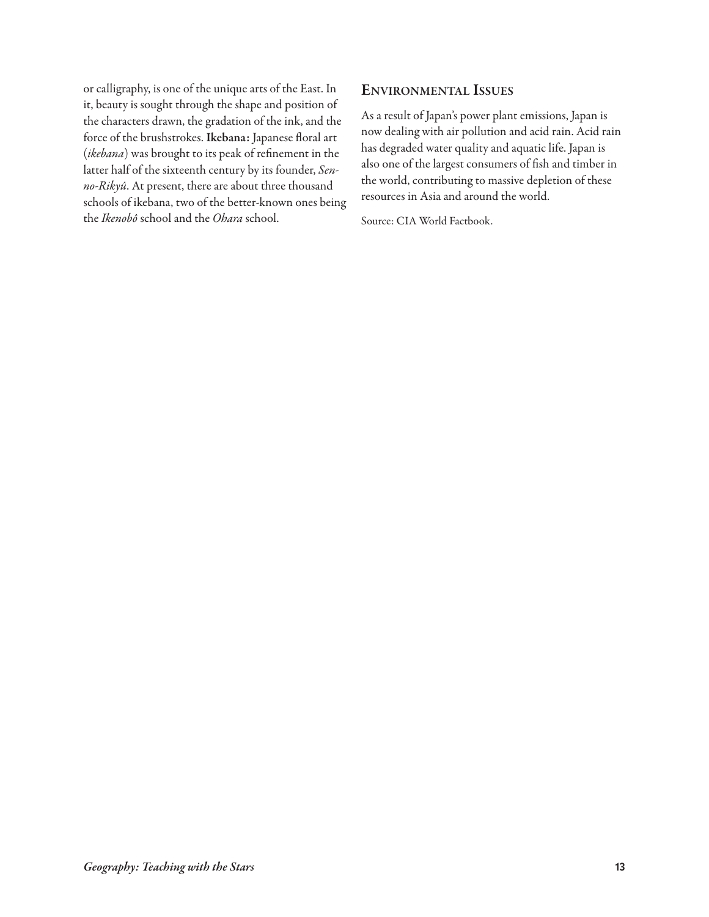or calligraphy, is one of the unique arts of the East. In it, beauty is sought through the shape and position of the characters drawn, the gradation of the ink, and the force of the brushstrokes. **Ikebana:** Japanese floral art (*ikebana*) was brought to its peak of refinement in the latter half of the sixteenth century by its founder, *Sen-no-Rikyû*. At present, there are about three thousand schools of ikebana, two of the better-known ones being the *Ikenobô* school and the *Ohara* school.

## Environmental Issues

As a result of Japan's power plant emissions, Japan is now dealing with air pollution and acid rain. Acid rain has degraded water quality and aquatic life. Japan is also one of the largest consumers of fish and timber in the world, contributing to massive depletion of these resources in Asia and around the world.

Source: CIA World Factbook.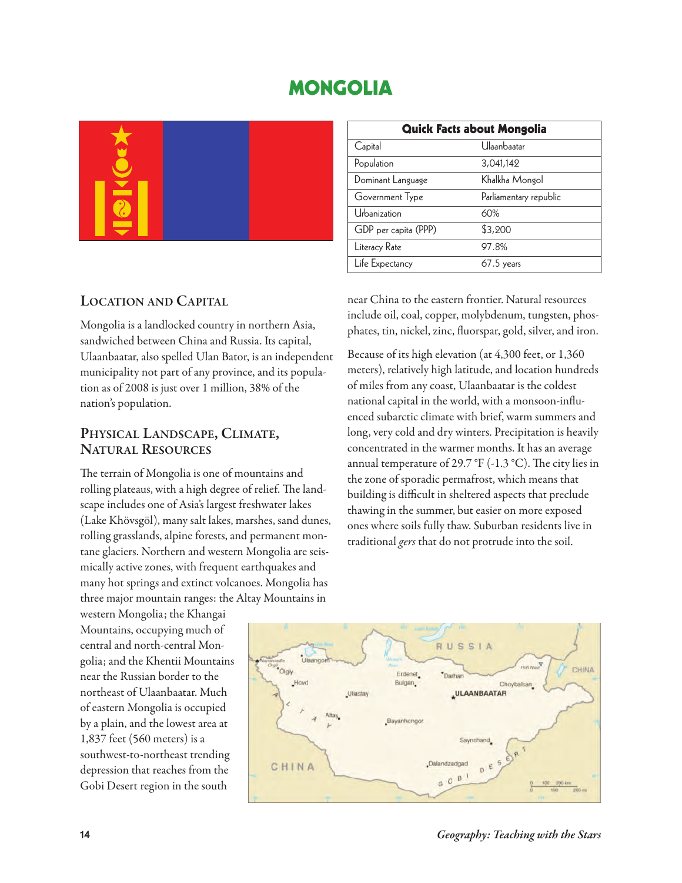# MONGOLIA

| Quick Facts about Mongolia | |
|---|---|
| Capital | Ulaanbaatar |
| Population | 3,041,142 |
| Dominant Language | Khalkha Mongol |
| Government Type | Parliamentary republic |
| Urbanization | 60% |
| GDP per capita (PPP) | $3,200 |
| Literacy Rate | 97.8% |
| Life Expectancy | 67.5 years |

## Location and Capital

Mongolia is a landlocked country in northern Asia, sandwiched between China and Russia. Its capital, Ulaanbaatar, also spelled Ulan Bator, is an independent municipality not part of any province, and its population as of 2008 is just over 1 million, 38% of the nation's population.

## Physical Landscape, Climate, Natural Resources

The terrain of Mongolia is one of mountains and rolling plateaus, with a high degree of relief. The landscape includes one of Asia's largest freshwater lakes (Lake Khövsgöl), many salt lakes, marshes, sand dunes, rolling grasslands, alpine forests, and permanent montane glaciers. Northern and western Mongolia are seismically active zones, with frequent earthquakes and many hot springs and extinct volcanoes. Mongolia has three major mountain ranges: the Altay Mountains in western Mongolia; the Khangai Mountains, occupying much of central and north-central Mongolia; and the Khentii Mountains near the Russian border to the northeast of Ulaanbaatar. Much of eastern Mongolia is occupied by a plain, and the lowest area at 1,837 feet (560 meters) is a southwest-to-northeast trending depression that reaches from the Gobi Desert region in the south near China to the eastern frontier. Natural resources include oil, coal, copper, molybdenum, tungsten, phosphates, tin, nickel, zinc, fluorspar, gold, silver, and iron.

Because of its high elevation (at 4,300 feet, or 1,360 meters), relatively high latitude, and location hundreds of miles from any coast, Ulaanbaatar is the coldest national capital in the world, with a monsoon-influenced subarctic climate with brief, warm summers and long, very cold and dry winters. Precipitation is heavily concentrated in the warmer months. It has an average annual temperature of 29.7 °F (-1.3 °C). The city lies in the zone of sporadic permafrost, which means that building is difficult in sheltered aspects that preclude thawing in the summer, but easier on more exposed ones where soils fully thaw. Suburban residents live in traditional *gers* that do not protrude into the soil.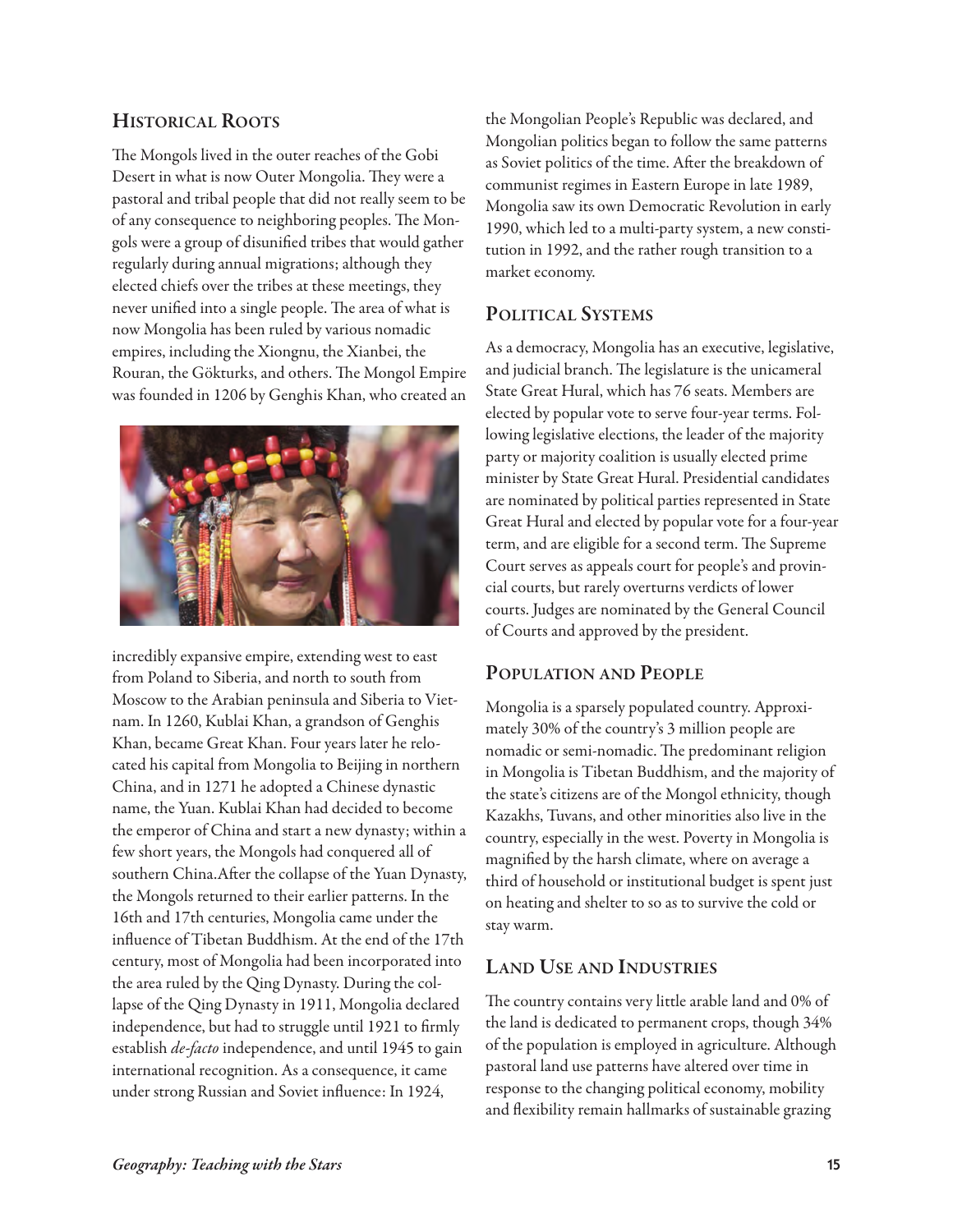## Historical Roots

The Mongols lived in the outer reaches of the Gobi Desert in what is now Outer Mongolia. They were a pastoral and tribal people that did not really seem to be of any consequence to neighboring peoples. The Mongols were a group of disunified tribes that would gather regularly during annual migrations; although they elected chiefs over the tribes at these meetings, they never unified into a single people. The area of what is now Mongolia has been ruled by various nomadic empires, including the Xiongnu, the Xianbei, the Rouran, the Gökturks, and others. The Mongol Empire was founded in 1206 by Genghis Khan, who created an incredibly expansive empire, extending west to east from Poland to Siberia, and north to south from Moscow to the Arabian peninsula and Siberia to Vietnam. In 1260, Kublai Khan, a grandson of Genghis Khan, became Great Khan. Four years later he relocated his capital from Mongolia to Beijing in northern China, and in 1271 he adopted a Chinese dynastic name, the Yuan. Kublai Khan had decided to become the emperor of China and start a new dynasty; within a few short years, the Mongols had conquered all of southern China.After the collapse of the Yuan Dynasty, the Mongols returned to their earlier patterns. In the 16th and 17th centuries, Mongolia came under the influence of Tibetan Buddhism. At the end of the 17th century, most of Mongolia had been incorporated into the area ruled by the Qing Dynasty. During the collapse of the Qing Dynasty in 1911, Mongolia declared independence, but had to struggle until 1921 to firmly establish *de-facto* independence, and until 1945 to gain international recognition. As a consequence, it came under strong Russian and Soviet influence: In 1924, the Mongolian People's Republic was declared, and Mongolian politics began to follow the same patterns as Soviet politics of the time. After the breakdown of communist regimes in Eastern Europe in late 1989, Mongolia saw its own Democratic Revolution in early 1990, which led to a multi-party system, a new constitution in 1992, and the rather rough transition to a market economy.

## Political Systems

As a democracy, Mongolia has an executive, legislative, and judicial branch. The legislature is the unicameral State Great Hural, which has 76 seats. Members are elected by popular vote to serve four-year terms. Following legislative elections, the leader of the majority party or majority coalition is usually elected prime minister by State Great Hural. Presidential candidates are nominated by political parties represented in State Great Hural and elected by popular vote for a four-year term, and are eligible for a second term. The Supreme Court serves as appeals court for people's and provincial courts, but rarely overturns verdicts of lower courts. Judges are nominated by the General Council of Courts and approved by the president.

## Population and People

Mongolia is a sparsely populated country. Approximately 30% of the country's 3 million people are nomadic or semi-nomadic. The predominant religion in Mongolia is Tibetan Buddhism, and the majority of the state's citizens are of the Mongol ethnicity, though Kazakhs, Tuvans, and other minorities also live in the country, especially in the west. Poverty in Mongolia is magnified by the harsh climate, where on average a third of household or institutional budget is spent just on heating and shelter to so as to survive the cold or stay warm.

## Land Use and Industries

The country contains very little arable land and 0% of the land is dedicated to permanent crops, though 34% of the population is employed in agriculture. Although pastoral land use patterns have altered over time in response to the changing political economy, mobility and flexibility remain hallmarks of sustainable grazing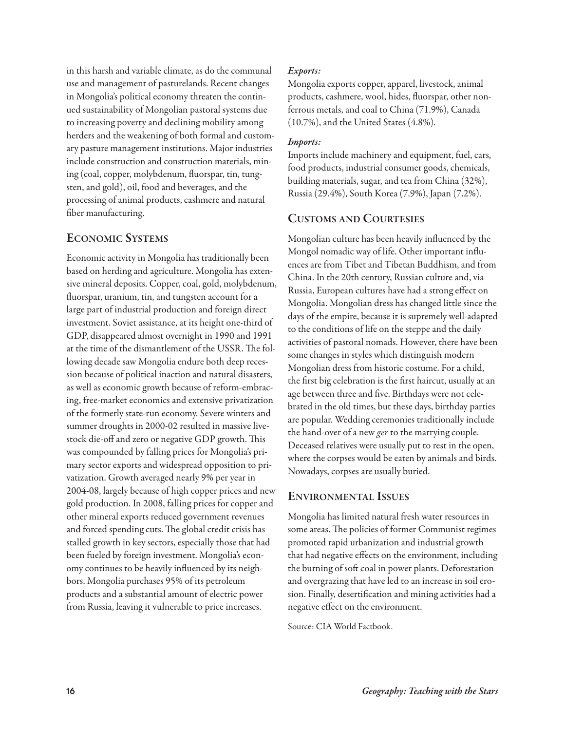in this harsh and variable climate, as do the communal use and management of pasturelands. Recent changes in Mongolia's political economy threaten the continued sustainability of Mongolian pastoral systems due to increasing poverty and declining mobility among herders and the weakening of both formal and customary pasture management institutions. Major industries include construction and construction materials, mining (coal, copper, molybdenum, fluorspar, tin, tungsten, and gold), oil, food and beverages, and the processing of animal products, cashmere and natural fiber manufacturing.

## Economic Systems

Economic activity in Mongolia has traditionally been based on herding and agriculture. Mongolia has extensive mineral deposits. Copper, coal, gold, molybdenum, fluorspar, uranium, tin, and tungsten account for a large part of industrial production and foreign direct investment. Soviet assistance, at its height one-third of GDP, disappeared almost overnight in 1990 and 1991 at the time of the dismantlement of the USSR. The following decade saw Mongolia endure both deep recession because of political inaction and natural disasters, as well as economic growth because of reform-embracing, free-market economics and extensive privatization of the formerly state-run economy. Severe winters and summer droughts in 2000-02 resulted in massive livestock die-off and zero or negative GDP growth. This was compounded by falling prices for Mongolia's primary sector exports and widespread opposition to privatization. Growth averaged nearly 9% per year in 2004-08, largely because of high copper prices and new gold production. In 2008, falling prices for copper and other mineral exports reduced government revenues and forced spending cuts. The global credit crisis has stalled growth in key sectors, especially those that had been fueled by foreign investment. Mongolia's economy continues to be heavily influenced by its neighbors. Mongolia purchases 95% of its petroleum products and a substantial amount of electric power from Russia, leaving it vulnerable to price increases.

*Exports:*

Mongolia exports copper, apparel, livestock, animal products, cashmere, wool, hides, fluorspar, other nonferrous metals, and coal to China (71.9%), Canada (10.7%), and the United States (4.8%).

*Imports:*

Imports include machinery and equipment, fuel, cars, food products, industrial consumer goods, chemicals, building materials, sugar, and tea from China (32%), Russia (29.4%), South Korea (7.9%), Japan (7.2%).

## Customs and Courtesies

Mongolian culture has been heavily influenced by the Mongol nomadic way of life. Other important influences are from Tibet and Tibetan Buddhism, and from China. In the 20th century, Russian culture and, via Russia, European cultures have had a strong effect on Mongolia. Mongolian dress has changed little since the days of the empire, because it is supremely well-adapted to the conditions of life on the steppe and the daily activities of pastoral nomads. However, there have been some changes in styles which distinguish modern Mongolian dress from historic costume. For a child, the first big celebration is the first haircut, usually at an age between three and five. Birthdays were not celebrated in the old times, but these days, birthday parties are popular. Wedding ceremonies traditionally include the hand-over of a new *ger* to the marrying couple. Deceased relatives were usually put to rest in the open, where the corpses would be eaten by animals and birds. Nowadays, corpses are usually buried.

## Environmental Issues

Mongolia has limited natural fresh water resources in some areas. The policies of former Communist regimes promoted rapid urbanization and industrial growth that had negative effects on the environment, including the burning of soft coal in power plants. Deforestation and overgrazing that have led to an increase in soil erosion. Finally, desertification and mining activities had a negative effect on the environment.

Source: CIA World Factbook.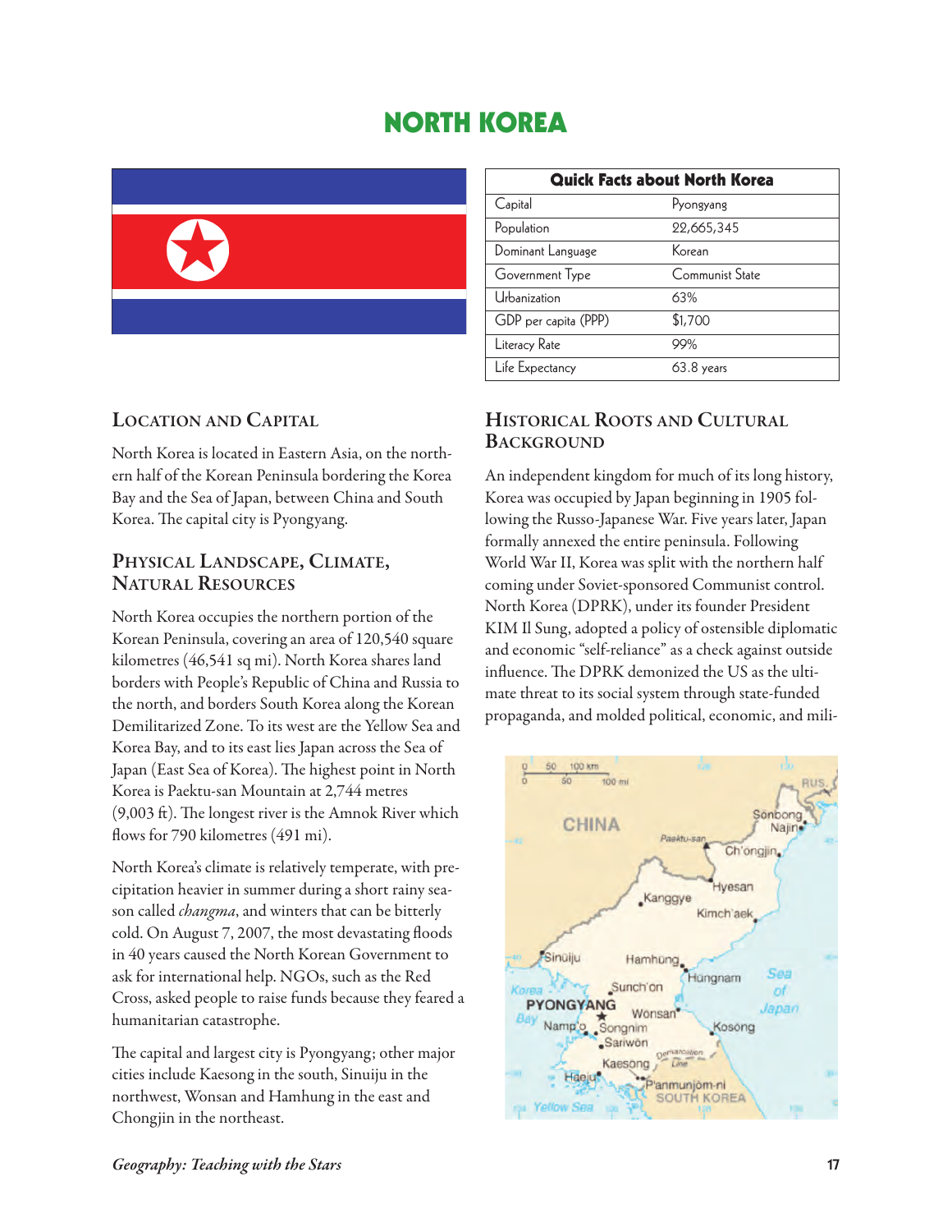# NORTH KOREA

| Quick Facts about North Korea | |
|---|---|
| Capital | Pyongyang |
| Population | 22,665,345 |
| Dominant Language | Korean |
| Government Type | Communist State |
| Urbanization | 63% |
| GDP per capita (PPP) | $1,700 |
| Literacy Rate | 99% |
| Life Expectancy | 63.8 years |

## Location and Capital

North Korea is located in Eastern Asia, on the northern half of the Korean Peninsula bordering the Korea Bay and the Sea of Japan, between China and South Korea. The capital city is Pyongyang.

## Physical Landscape, Climate, Natural Resources

North Korea occupies the northern portion of the Korean Peninsula, covering an area of 120,540 square kilometres (46,541 sq mi). North Korea shares land borders with People's Republic of China and Russia to the north, and borders South Korea along the Korean Demilitarized Zone. To its west are the Yellow Sea and Korea Bay, and to its east lies Japan across the Sea of Japan (East Sea of Korea). The highest point in North Korea is Paektu-san Mountain at 2,744 metres (9,003 ft). The longest river is the Amnok River which flows for 790 kilometres (491 mi).

North Korea's climate is relatively temperate, with precipitation heavier in summer during a short rainy season called *changma*, and winters that can be bitterly cold. On August 7, 2007, the most devastating floods in 40 years caused the North Korean Government to ask for international help. NGOs, such as the Red Cross, asked people to raise funds because they feared a humanitarian catastrophe.

The capital and largest city is Pyongyang; other major cities include Kaesong in the south, Sinuiju in the northwest, Wonsan and Hamhung in the east and Chongjin in the northeast.

## Historical Roots and Cultural Background

An independent kingdom for much of its long history, Korea was occupied by Japan beginning in 1905 following the Russo-Japanese War. Five years later, Japan formally annexed the entire peninsula. Following World War II, Korea was split with the northern half coming under Soviet-sponsored Communist control. North Korea (DPRK), under its founder President KIM Il Sung, adopted a policy of ostensible diplomatic and economic "self-reliance" as a check against outside influence. The DPRK demonized the US as the ultimate threat to its social system through state-funded propaganda, and molded political, economic, and mili-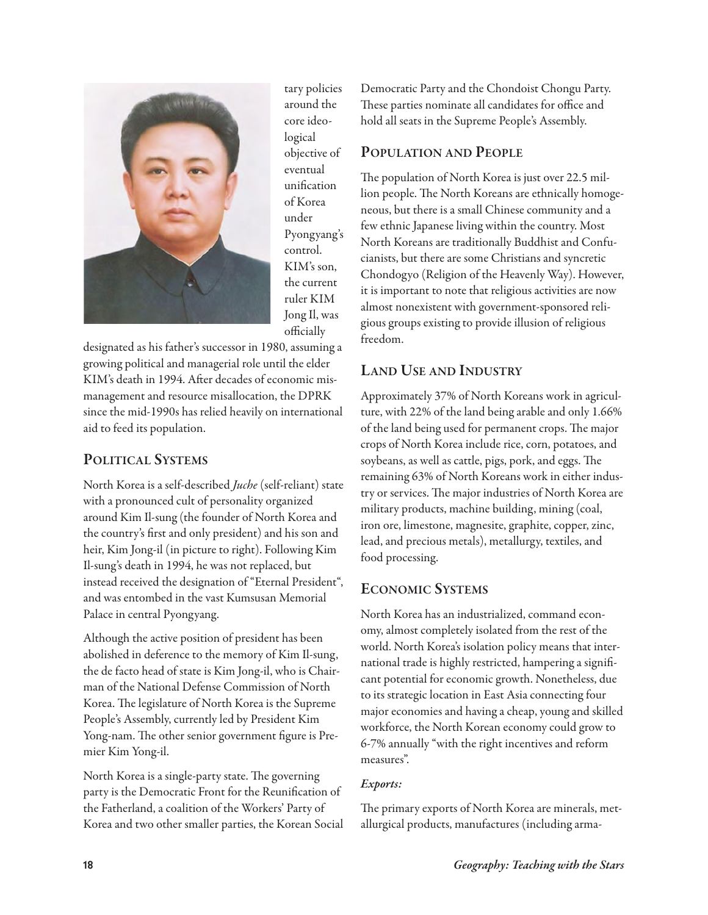tary policies around the core ideological objective of eventual unification of Korea under Pyongyang's control. KIM's son, the current ruler KIM Jong Il, was officially designated as his father's successor in 1980, assuming a growing political and managerial role until the elder KIM's death in 1994. After decades of economic mismanagement and resource misallocation, the DPRK since the mid-1990s has relied heavily on international aid to feed its population.

## Political Systems

North Korea is a self-described *Juche* (self-reliant) state with a pronounced cult of personality organized around Kim Il-sung (the founder of North Korea and the country's first and only president) and his son and heir, Kim Jong-il (in picture to right). Following Kim Il-sung's death in 1994, he was not replaced, but instead received the designation of "Eternal President", and was entombed in the vast Kumsusan Memorial Palace in central Pyongyang.

Although the active position of president has been abolished in deference to the memory of Kim Il-sung, the de facto head of state is Kim Jong-il, who is Chairman of the National Defense Commission of North Korea. The legislature of North Korea is the Supreme People's Assembly, currently led by President Kim Yong-nam. The other senior government figure is Premier Kim Yong-il.

North Korea is a single-party state. The governing party is the Democratic Front for the Reunification of the Fatherland, a coalition of the Workers' Party of Korea and two other smaller parties, the Korean Social Democratic Party and the Chondoist Chongu Party. These parties nominate all candidates for office and hold all seats in the Supreme People's Assembly.

## Population and People

The population of North Korea is just over 22.5 million people. The North Koreans are ethnically homogeneous, but there is a small Chinese community and a few ethnic Japanese living within the country. Most North Koreans are traditionally Buddhist and Confucianists, but there are some Christians and syncretic Chondogyo (Religion of the Heavenly Way). However, it is important to note that religious activities are now almost nonexistent with government-sponsored religious groups existing to provide illusion of religious freedom.

## Land Use and Industry

Approximately 37% of North Koreans work in agriculture, with 22% of the land being arable and only 1.66% of the land being used for permanent crops. The major crops of North Korea include rice, corn, potatoes, and soybeans, as well as cattle, pigs, pork, and eggs. The remaining 63% of North Koreans work in either industry or services. The major industries of North Korea are military products, machine building, mining (coal, iron ore, limestone, magnesite, graphite, copper, zinc, lead, and precious metals), metallurgy, textiles, and food processing.

## Economic Systems

North Korea has an industrialized, command economy, almost completely isolated from the rest of the world. North Korea's isolation policy means that international trade is highly restricted, hampering a significant potential for economic growth. Nonetheless, due to its strategic location in East Asia connecting four major economies and having a cheap, young and skilled workforce, the North Korean economy could grow to 6-7% annually "with the right incentives and reform measures".

### *Exports:*

The primary exports of North Korea are minerals, metallurgical products, manufactures (including arma-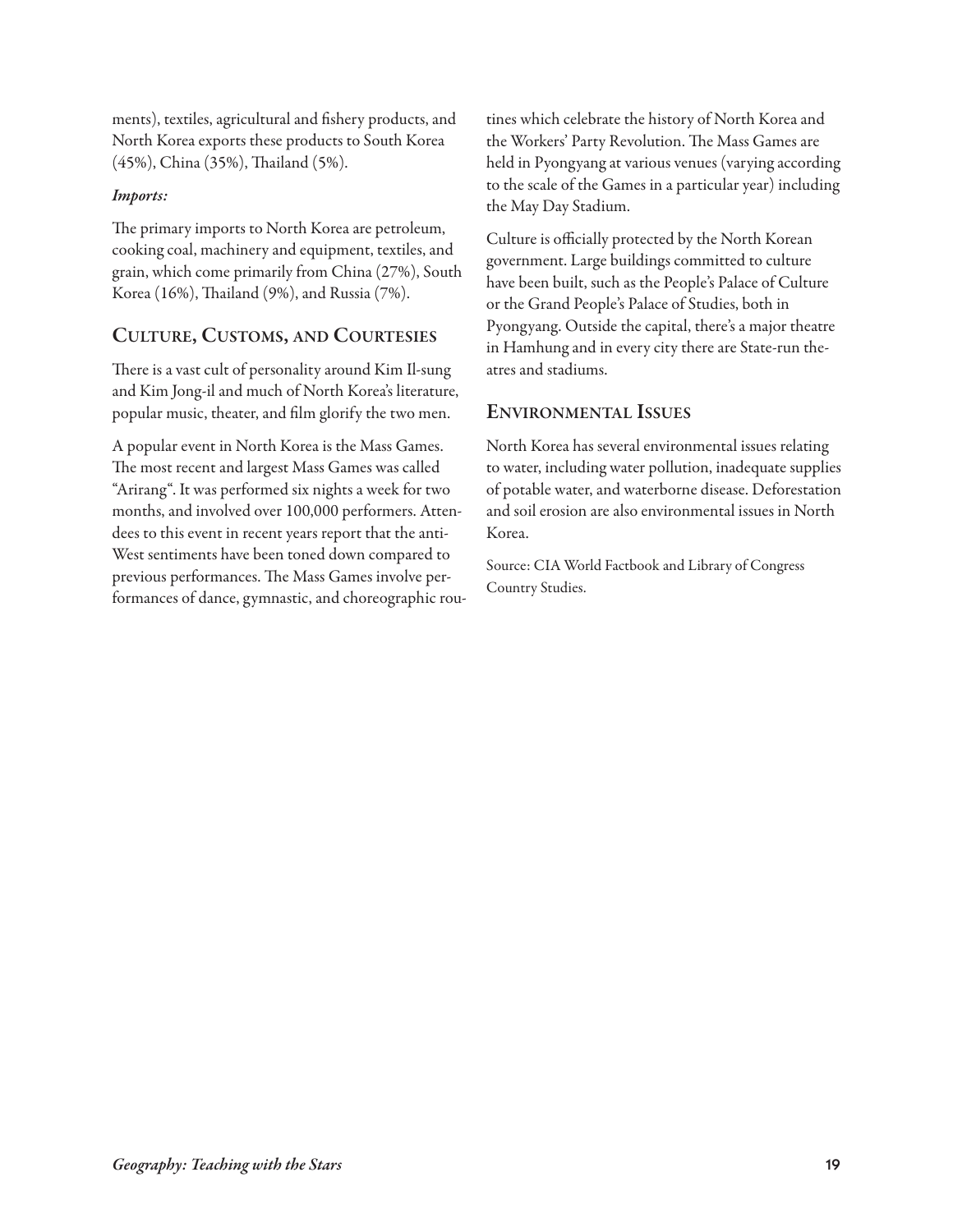ments), textiles, agricultural and fishery products, and North Korea exports these products to South Korea (45%), China (35%), Thailand (5%).

*Imports:*

The primary imports to North Korea are petroleum, cooking coal, machinery and equipment, textiles, and grain, which come primarily from China (27%), South Korea (16%), Thailand (9%), and Russia (7%).

## Culture, Customs, and Courtesies

There is a vast cult of personality around Kim Il-sung and Kim Jong-il and much of North Korea's literature, popular music, theater, and film glorify the two men.

A popular event in North Korea is the Mass Games. The most recent and largest Mass Games was called "Arirang". It was performed six nights a week for two months, and involved over 100,000 performers. Attendees to this event in recent years report that the anti-West sentiments have been toned down compared to previous performances. The Mass Games involve performances of dance, gymnastic, and choreographic routines which celebrate the history of North Korea and the Workers' Party Revolution. The Mass Games are held in Pyongyang at various venues (varying according to the scale of the Games in a particular year) including the May Day Stadium.

Culture is officially protected by the North Korean government. Large buildings committed to culture have been built, such as the People's Palace of Culture or the Grand People's Palace of Studies, both in Pyongyang. Outside the capital, there's a major theatre in Hamhung and in every city there are State-run theatres and stadiums.

## Environmental Issues

North Korea has several environmental issues relating to water, including water pollution, inadequate supplies of potable water, and waterborne disease. Deforestation and soil erosion are also environmental issues in North Korea.

Source: CIA World Factbook and Library of Congress Country Studies.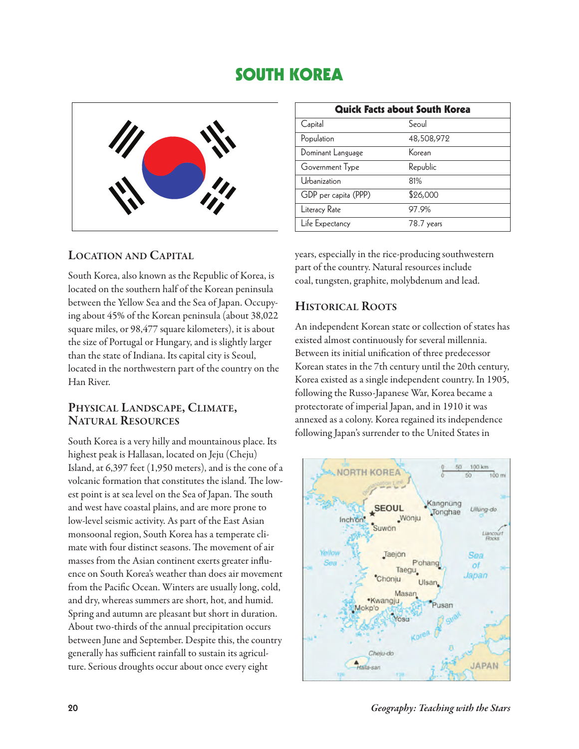# SOUTH KOREA

| Quick Facts about South Korea | |
|---|---|
| Capital | Seoul |
| Population | 48,508,972 |
| Dominant Language | Korean |
| Government Type | Republic |
| Urbanization | 81% |
| GDP per capita (PPP) | $26,000 |
| Literacy Rate | 97.9% |
| Life Expectancy | 78.7 years |

## Location and Capital

South Korea, also known as the Republic of Korea, is located on the southern half of the Korean peninsula between the Yellow Sea and the Sea of Japan. Occupying about 45% of the Korean peninsula (about 38,022 square miles, or 98,477 square kilometers), it is about the size of Portugal or Hungary, and is slightly larger than the state of Indiana. Its capital city is Seoul, located in the northwestern part of the country on the Han River.

## Physical Landscape, Climate, Natural Resources

South Korea is a very hilly and mountainous place. Its highest peak is Hallasan, located on Jeju (Cheju) Island, at 6,397 feet (1,950 meters), and is the cone of a volcanic formation that constitutes the island. The lowest point is at sea level on the Sea of Japan. The south and west have coastal plains, and are more prone to low-level seismic activity. As part of the East Asian monsoonal region, South Korea has a temperate climate with four distinct seasons. The movement of air masses from the Asian continent exerts greater influence on South Korea's weather than does air movement from the Pacific Ocean. Winters are usually long, cold, and dry, whereas summers are short, hot, and humid. Spring and autumn are pleasant but short in duration. About two-thirds of the annual precipitation occurs between June and September. Despite this, the country generally has sufficient rainfall to sustain its agriculture. Serious droughts occur about once every eight years, especially in the rice-producing southwestern part of the country. Natural resources include coal, tungsten, graphite, molybdenum and lead.

## Historical Roots

An independent Korean state or collection of states has existed almost continuously for several millennia. Between its initial unification of three predecessor Korean states in the 7th century until the 20th century, Korea existed as a single independent country. In 1905, following the Russo-Japanese War, Korea became a protectorate of imperial Japan, and in 1910 it was annexed as a colony. Korea regained its independence following Japan's surrender to the United States in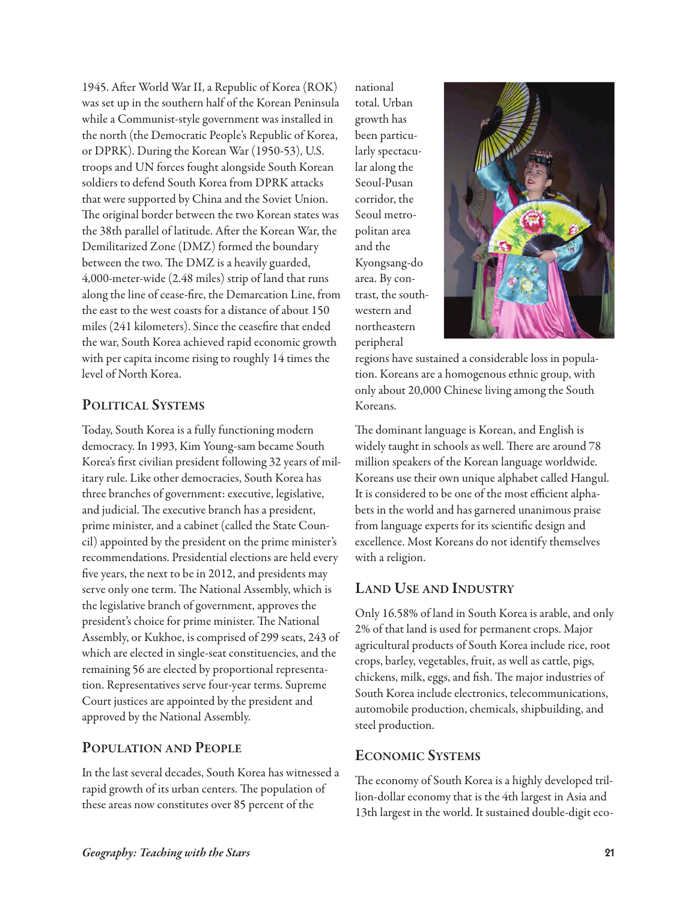1945. After World War II, a Republic of Korea (ROK) was set up in the southern half of the Korean Peninsula while a Communist-style government was installed in the north (the Democratic People's Republic of Korea, or DPRK). During the Korean War (1950-53), U.S. troops and UN forces fought alongside South Korean soldiers to defend South Korea from DPRK attacks that were supported by China and the Soviet Union. The original border between the two Korean states was the 38th parallel of latitude. After the Korean War, the Demilitarized Zone (DMZ) formed the boundary between the two. The DMZ is a heavily guarded, 4,000-meter-wide (2.48 miles) strip of land that runs along the line of cease-fire, the Demarcation Line, from the east to the west coasts for a distance of about 150 miles (241 kilometers). Since the ceasefire that ended the war, South Korea achieved rapid economic growth with per capita income rising to roughly 14 times the level of North Korea.

## Political Systems

Today, South Korea is a fully functioning modern democracy. In 1993, Kim Young-sam became South Korea's first civilian president following 32 years of military rule. Like other democracies, South Korea has three branches of government: executive, legislative, and judicial. The executive branch has a president, prime minister, and a cabinet (called the State Council) appointed by the president on the prime minister's recommendations. Presidential elections are held every five years, the next to be in 2012, and presidents may serve only one term. The National Assembly, which is the legislative branch of government, approves the president's choice for prime minister. The National Assembly, or Kukhoe, is comprised of 299 seats, 243 of which are elected in single-seat constituencies, and the remaining 56 are elected by proportional representation. Representatives serve four-year terms. Supreme Court justices are appointed by the president and approved by the National Assembly.

## Population and People

In the last several decades, South Korea has witnessed a rapid growth of its urban centers. The population of these areas now constitutes over 85 percent of the national total. Urban growth has been particularly spectacular along the Seoul-Pusan corridor, the Seoul metropolitan area and the Kyongsang-do area. By contrast, the southwestern and northeastern peripheral regions have sustained a considerable loss in population. Koreans are a homogenous ethnic group, with only about 20,000 Chinese living among the South Koreans.

The dominant language is Korean, and English is widely taught in schools as well. There are around 78 million speakers of the Korean language worldwide. Koreans use their own unique alphabet called Hangul. It is considered to be one of the most efficient alphabets in the world and has garnered unanimous praise from language experts for its scientific design and excellence. Most Koreans do not identify themselves with a religion.

## Land Use and Industry

Only 16.58% of land in South Korea is arable, and only 2% of that land is used for permanent crops. Major agricultural products of South Korea include rice, root crops, barley, vegetables, fruit, as well as cattle, pigs, chickens, milk, eggs, and fish. The major industries of South Korea include electronics, telecommunications, automobile production, chemicals, shipbuilding, and steel production.

## Economic Systems

The economy of South Korea is a highly developed trillion-dollar economy that is the 4th largest in Asia and 13th largest in the world. It sustained double-digit eco-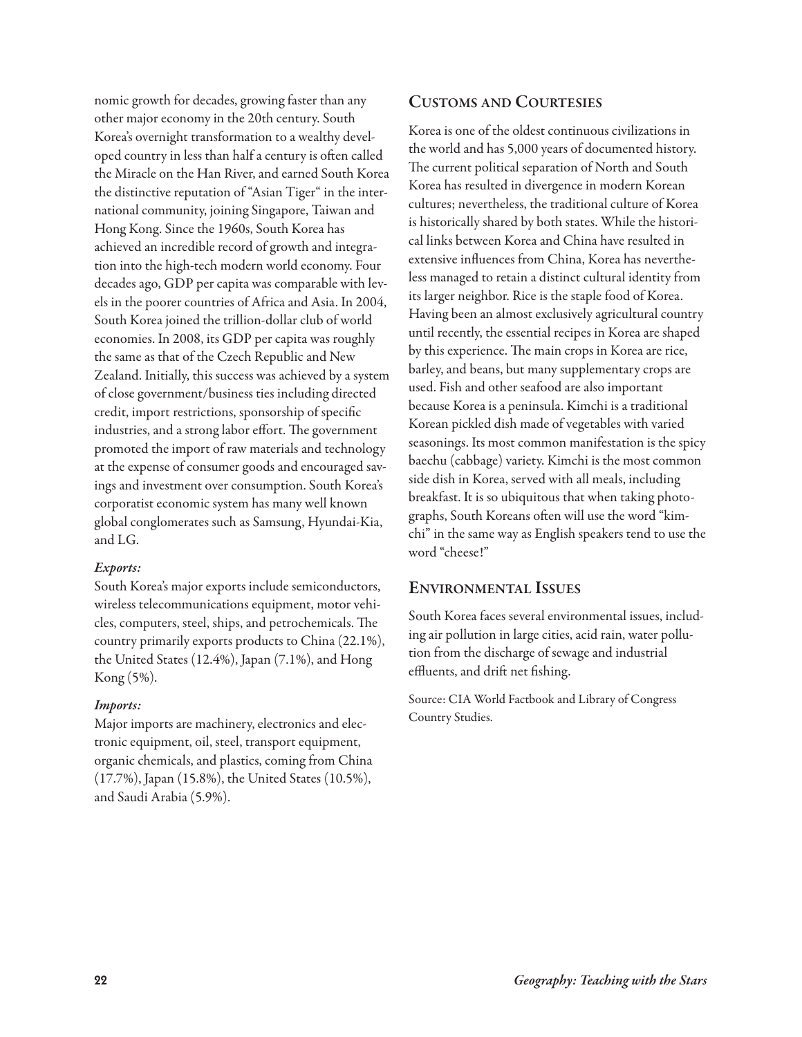nomic growth for decades, growing faster than any other major economy in the 20th century. South Korea's overnight transformation to a wealthy developed country in less than half a century is often called the Miracle on the Han River, and earned South Korea the distinctive reputation of "Asian Tiger" in the international community, joining Singapore, Taiwan and Hong Kong. Since the 1960s, South Korea has achieved an incredible record of growth and integration into the high-tech modern world economy. Four decades ago, GDP per capita was comparable with levels in the poorer countries of Africa and Asia. In 2004, South Korea joined the trillion-dollar club of world economies. In 2008, its GDP per capita was roughly the same as that of the Czech Republic and New Zealand. Initially, this success was achieved by a system of close government/business ties including directed credit, import restrictions, sponsorship of specific industries, and a strong labor effort. The government promoted the import of raw materials and technology at the expense of consumer goods and encouraged savings and investment over consumption. South Korea's corporatist economic system has many well known global conglomerates such as Samsung, Hyundai-Kia, and LG.

*Exports:*
South Korea's major exports include semiconductors, wireless telecommunications equipment, motor vehicles, computers, steel, ships, and petrochemicals. The country primarily exports products to China (22.1%), the United States (12.4%), Japan (7.1%), and Hong Kong (5%).

*Imports:*
Major imports are machinery, electronics and electronic equipment, oil, steel, transport equipment, organic chemicals, and plastics, coming from China (17.7%), Japan (15.8%), the United States (10.5%), and Saudi Arabia (5.9%).

## Customs and Courtesies

Korea is one of the oldest continuous civilizations in the world and has 5,000 years of documented history. The current political separation of North and South Korea has resulted in divergence in modern Korean cultures; nevertheless, the traditional culture of Korea is historically shared by both states. While the historical links between Korea and China have resulted in extensive influences from China, Korea has nevertheless managed to retain a distinct cultural identity from its larger neighbor. Rice is the staple food of Korea. Having been an almost exclusively agricultural country until recently, the essential recipes in Korea are shaped by this experience. The main crops in Korea are rice, barley, and beans, but many supplementary crops are used. Fish and other seafood are also important because Korea is a peninsula. Kimchi is a traditional Korean pickled dish made of vegetables with varied seasonings. Its most common manifestation is the spicy baechu (cabbage) variety. Kimchi is the most common side dish in Korea, served with all meals, including breakfast. It is so ubiquitous that when taking photographs, South Koreans often will use the word "kimchi" in the same way as English speakers tend to use the word "cheese!"

## Environmental Issues

South Korea faces several environmental issues, including air pollution in large cities, acid rain, water pollution from the discharge of sewage and industrial effluents, and drift net fishing.

Source: CIA World Factbook and Library of Congress Country Studies.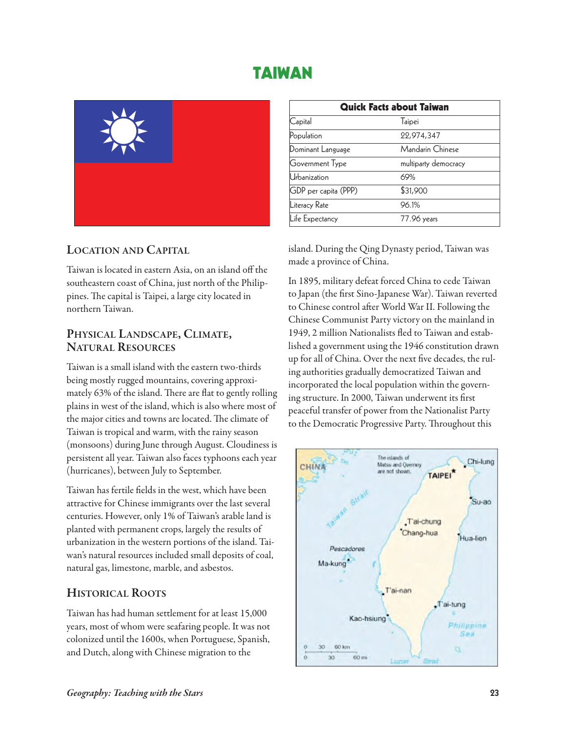# TAIWAN

| Quick Facts about Taiwan | |
|---|---|
| Capital | Taipei |
| Population | 22,974,347 |
| Dominant Language | Mandarin Chinese |
| Government Type | multiparty democracy |
| Urbanization | 69% |
| GDP per capita (PPP) | $31,900 |
| Literacy Rate | 96.1% |
| Life Expectancy | 77.96 years |

## Location and Capital

Taiwan is located in eastern Asia, on an island off the southeastern coast of China, just north of the Philippines. The capital is Taipei, a large city located in northern Taiwan.

## Physical Landscape, Climate, Natural Resources

Taiwan is a small island with the eastern two-thirds being mostly rugged mountains, covering approximately 63% of the island. There are flat to gently rolling plains in west of the island, which is also where most of the major cities and towns are located. The climate of Taiwan is tropical and warm, with the rainy season (monsoons) during June through August. Cloudiness is persistent all year. Taiwan also faces typhoons each year (hurricanes), between July to September.

Taiwan has fertile fields in the west, which have been attractive for Chinese immigrants over the last several centuries. However, only 1% of Taiwan's arable land is planted with permanent crops, largely the results of urbanization in the western portions of the island. Taiwan's natural resources included small deposits of coal, natural gas, limestone, marble, and asbestos.

## Historical Roots

Taiwan has had human settlement for at least 15,000 years, most of whom were seafaring people. It was not colonized until the 1600s, when Portuguese, Spanish, and Dutch, along with Chinese migration to the island. During the Qing Dynasty period, Taiwan was made a province of China.

In 1895, military defeat forced China to cede Taiwan to Japan (the first Sino-Japanese War). Taiwan reverted to Chinese control after World War II. Following the Chinese Communist Party victory on the mainland in 1949, 2 million Nationalists fled to Taiwan and established a government using the 1946 constitution drawn up for all of China. Over the next five decades, the ruling authorities gradually democratized Taiwan and incorporated the local population within the governing structure. In 2000, Taiwan underwent its first peaceful transfer of power from the Nationalist Party to the Democratic Progressive Party. Throughout this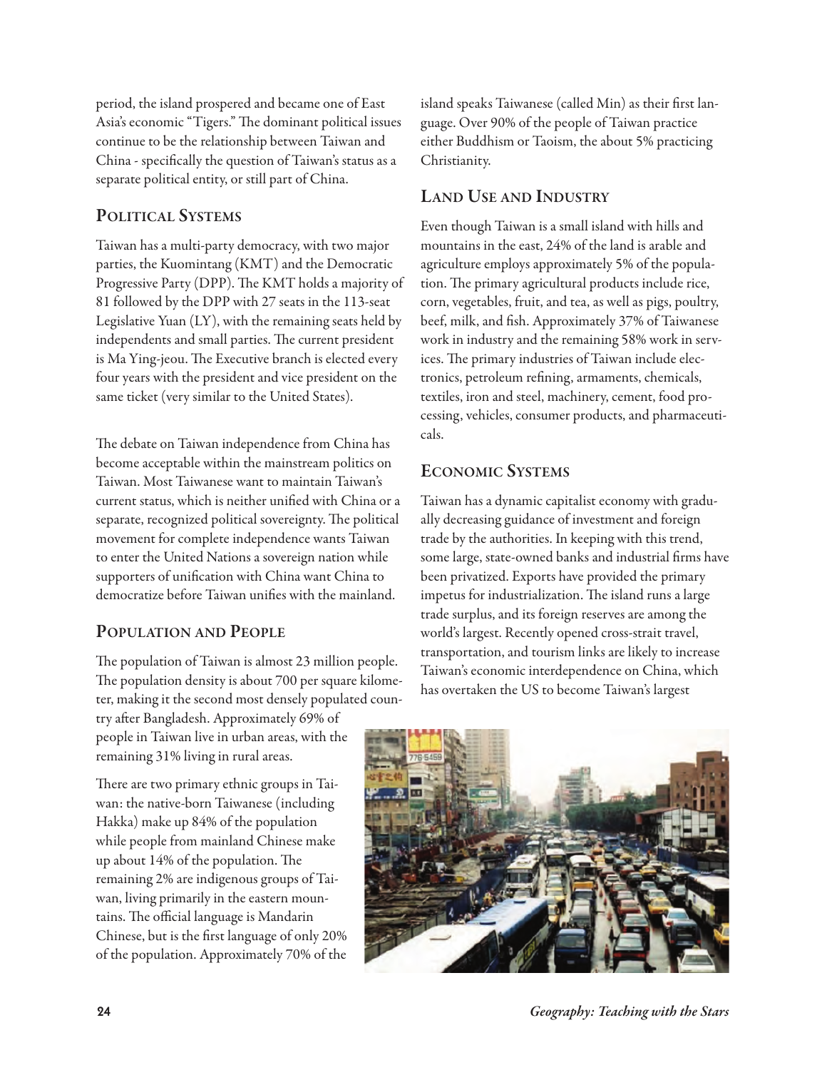period, the island prospered and became one of East Asia's economic "Tigers." The dominant political issues continue to be the relationship between Taiwan and China - specifically the question of Taiwan's status as a separate political entity, or still part of China.

## Political Systems

Taiwan has a multi-party democracy, with two major parties, the Kuomintang (KMT) and the Democratic Progressive Party (DPP). The KMT holds a majority of 81 followed by the DPP with 27 seats in the 113-seat Legislative Yuan (LY), with the remaining seats held by independents and small parties. The current president is Ma Ying-jeou. The Executive branch is elected every four years with the president and vice president on the same ticket (very similar to the United States).

The debate on Taiwan independence from China has become acceptable within the mainstream politics on Taiwan. Most Taiwanese want to maintain Taiwan's current status, which is neither unified with China or a separate, recognized political sovereignty. The political movement for complete independence wants Taiwan to enter the United Nations a sovereign nation while supporters of unification with China want China to democratize before Taiwan unifies with the mainland.

## Population and People

The population of Taiwan is almost 23 million people. The population density is about 700 per square kilometer, making it the second most densely populated country after Bangladesh. Approximately 69% of people in Taiwan live in urban areas, with the remaining 31% living in rural areas.

There are two primary ethnic groups in Taiwan: the native-born Taiwanese (including Hakka) make up 84% of the population while people from mainland Chinese make up about 14% of the population. The remaining 2% are indigenous groups of Taiwan, living primarily in the eastern mountains. The official language is Mandarin Chinese, but is the first language of only 20% of the population. Approximately 70% of the island speaks Taiwanese (called Min) as their first language. Over 90% of the people of Taiwan practice either Buddhism or Taoism, the about 5% practicing Christianity.

## Land Use and Industry

Even though Taiwan is a small island with hills and mountains in the east, 24% of the land is arable and agriculture employs approximately 5% of the population. The primary agricultural products include rice, corn, vegetables, fruit, and tea, as well as pigs, poultry, beef, milk, and fish. Approximately 37% of Taiwanese work in industry and the remaining 58% work in services. The primary industries of Taiwan include electronics, petroleum refining, armaments, chemicals, textiles, iron and steel, machinery, cement, food processing, vehicles, consumer products, and pharmaceuticals.

## Economic Systems

Taiwan has a dynamic capitalist economy with gradually decreasing guidance of investment and foreign trade by the authorities. In keeping with this trend, some large, state-owned banks and industrial firms have been privatized. Exports have provided the primary impetus for industrialization. The island runs a large trade surplus, and its foreign reserves are among the world's largest. Recently opened cross-strait travel, transportation, and tourism links are likely to increase Taiwan's economic interdependence on China, which has overtaken the US to become Taiwan's largest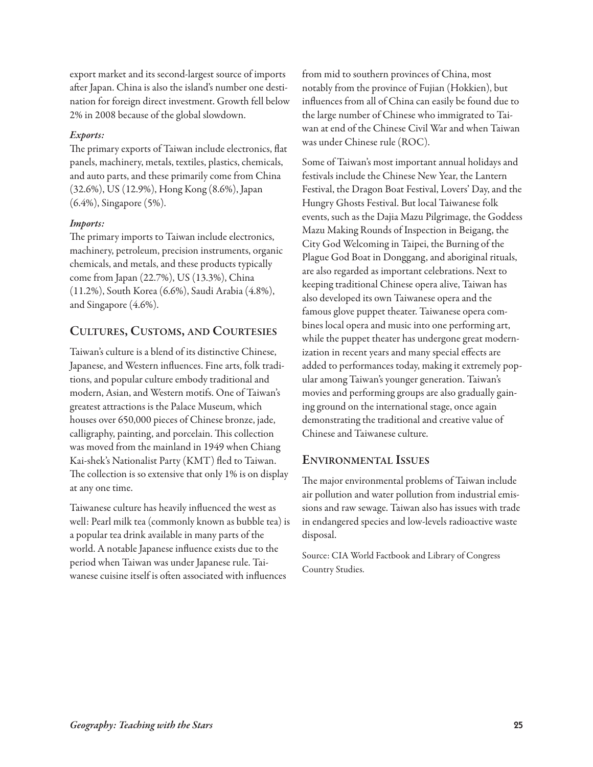export market and its second-largest source of imports after Japan. China is also the island's number one destination for foreign direct investment. Growth fell below 2% in 2008 because of the global slowdown.

*Exports:*

The primary exports of Taiwan include electronics, flat panels, machinery, metals, textiles, plastics, chemicals, and auto parts, and these primarily come from China (32.6%), US (12.9%), Hong Kong (8.6%), Japan (6.4%), Singapore (5%).

*Imports:*

The primary imports to Taiwan include electronics, machinery, petroleum, precision instruments, organic chemicals, and metals, and these products typically come from Japan (22.7%), US (13.3%), China (11.2%), South Korea (6.6%), Saudi Arabia (4.8%), and Singapore (4.6%).

## Cultures, Customs, and Courtesies

Taiwan's culture is a blend of its distinctive Chinese, Japanese, and Western influences. Fine arts, folk traditions, and popular culture embody traditional and modern, Asian, and Western motifs. One of Taiwan's greatest attractions is the Palace Museum, which houses over 650,000 pieces of Chinese bronze, jade, calligraphy, painting, and porcelain. This collection was moved from the mainland in 1949 when Chiang Kai-shek's Nationalist Party (KMT) fled to Taiwan. The collection is so extensive that only 1% is on display at any one time.

Taiwanese culture has heavily influenced the west as well: Pearl milk tea (commonly known as bubble tea) is a popular tea drink available in many parts of the world. A notable Japanese influence exists due to the period when Taiwan was under Japanese rule. Taiwanese cuisine itself is often associated with influences from mid to southern provinces of China, most notably from the province of Fujian (Hokkien), but influences from all of China can easily be found due to the large number of Chinese who immigrated to Taiwan at end of the Chinese Civil War and when Taiwan was under Chinese rule (ROC).

Some of Taiwan's most important annual holidays and festivals include the Chinese New Year, the Lantern Festival, the Dragon Boat Festival, Lovers' Day, and the Hungry Ghosts Festival. But local Taiwanese folk events, such as the Dajia Mazu Pilgrimage, the Goddess Mazu Making Rounds of Inspection in Beigang, the City God Welcoming in Taipei, the Burning of the Plague God Boat in Donggang, and aboriginal rituals, are also regarded as important celebrations. Next to keeping traditional Chinese opera alive, Taiwan has also developed its own Taiwanese opera and the famous glove puppet theater. Taiwanese opera combines local opera and music into one performing art, while the puppet theater has undergone great modernization in recent years and many special effects are added to performances today, making it extremely popular among Taiwan's younger generation. Taiwan's movies and performing groups are also gradually gaining ground on the international stage, once again demonstrating the traditional and creative value of Chinese and Taiwanese culture.

## Environmental Issues

The major environmental problems of Taiwan include air pollution and water pollution from industrial emissions and raw sewage. Taiwan also has issues with trade in endangered species and low-levels radioactive waste disposal.

Source: CIA World Factbook and Library of Congress Country Studies.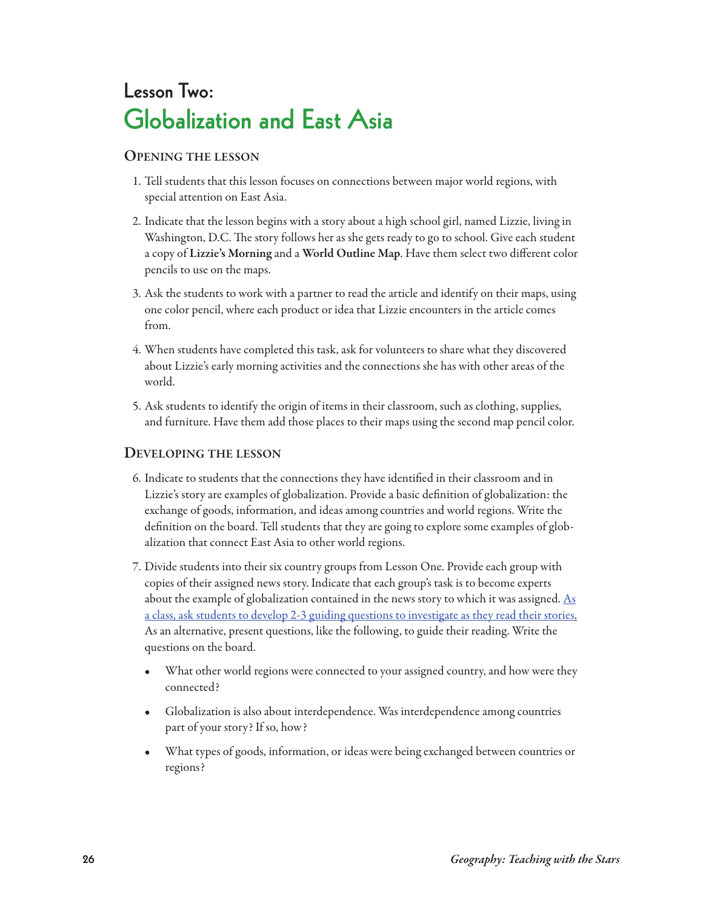# Lesson Two:
# Globalization and East Asia

## Opening the lesson

1. Tell students that this lesson focuses on connections between major world regions, with special attention on East Asia.

2. Indicate that the lesson begins with a story about a high school girl, named Lizzie, living in Washington, D.C. The story follows her as she gets ready to go to school. Give each student a copy of **Lizzie's Morning** and a **World Outline Map**. Have them select two different color pencils to use on the maps.

3. Ask the students to work with a partner to read the article and identify on their maps, using one color pencil, where each product or idea that Lizzie encounters in the article comes from.

4. When students have completed this task, ask for volunteers to share what they discovered about Lizzie's early morning activities and the connections she has with other areas of the world.

5. Ask students to identify the origin of items in their classroom, such as clothing, supplies, and furniture. Have them add those places to their maps using the second map pencil color.

## Developing the lesson

6. Indicate to students that the connections they have identified in their classroom and in Lizzie's story are examples of globalization. Provide a basic definition of globalization: the exchange of goods, information, and ideas among countries and world regions. Write the definition on the board. Tell students that they are going to explore some examples of globalization that connect East Asia to other world regions.

7. Divide students into their six country groups from Lesson One. Provide each group with copies of their assigned news story. Indicate that each group's task is to become experts about the example of globalization contained in the news story to which it was assigned. As a class, ask students to develop 2-3 guiding questions to investigate as they read their stories. As an alternative, present questions, like the following, to guide their reading. Write the questions on the board.

   - What other world regions were connected to your assigned country, and how were they connected?
   - Globalization is also about interdependence. Was interdependence among countries part of your story? If so, how?
   - What types of goods, information, or ideas were being exchanged between countries or regions?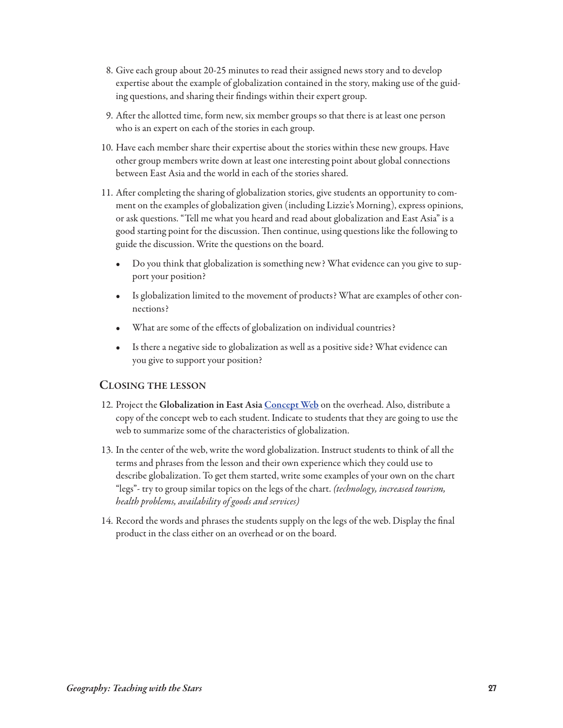8. Give each group about 20-25 minutes to read their assigned news story and to develop expertise about the example of globalization contained in the story, making use of the guiding questions, and sharing their findings within their expert group.

9. After the allotted time, form new, six member groups so that there is at least one person who is an expert on each of the stories in each group.

10. Have each member share their expertise about the stories within these new groups. Have other group members write down at least one interesting point about global connections between East Asia and the world in each of the stories shared.

11. After completing the sharing of globalization stories, give students an opportunity to comment on the examples of globalization given (including Lizzie's Morning), express opinions, or ask questions. "Tell me what you heard and read about globalization and East Asia" is a good starting point for the discussion. Then continue, using questions like the following to guide the discussion. Write the questions on the board.

    - Do you think that globalization is something new? What evidence can you give to support your position?
    - Is globalization limited to the movement of products? What are examples of other connections?
    - What are some of the effects of globalization on individual countries?
    - Is there a negative side to globalization as well as a positive side? What evidence can you give to support your position?

## Closing the Lesson

12. Project the **Globalization in East Asia** [Concept Web]() on the overhead. Also, distribute a copy of the concept web to each student. Indicate to students that they are going to use the web to summarize some of the characteristics of globalization.

13. In the center of the web, write the word globalization. Instruct students to think of all the terms and phrases from the lesson and their own experience which they could use to describe globalization. To get them started, write some examples of your own on the chart "legs"- try to group similar topics on the legs of the chart. *(technology, increased tourism, health problems, availability of goods and services)*

14. Record the words and phrases the students supply on the legs of the web. Display the final product in the class either on an overhead or on the board.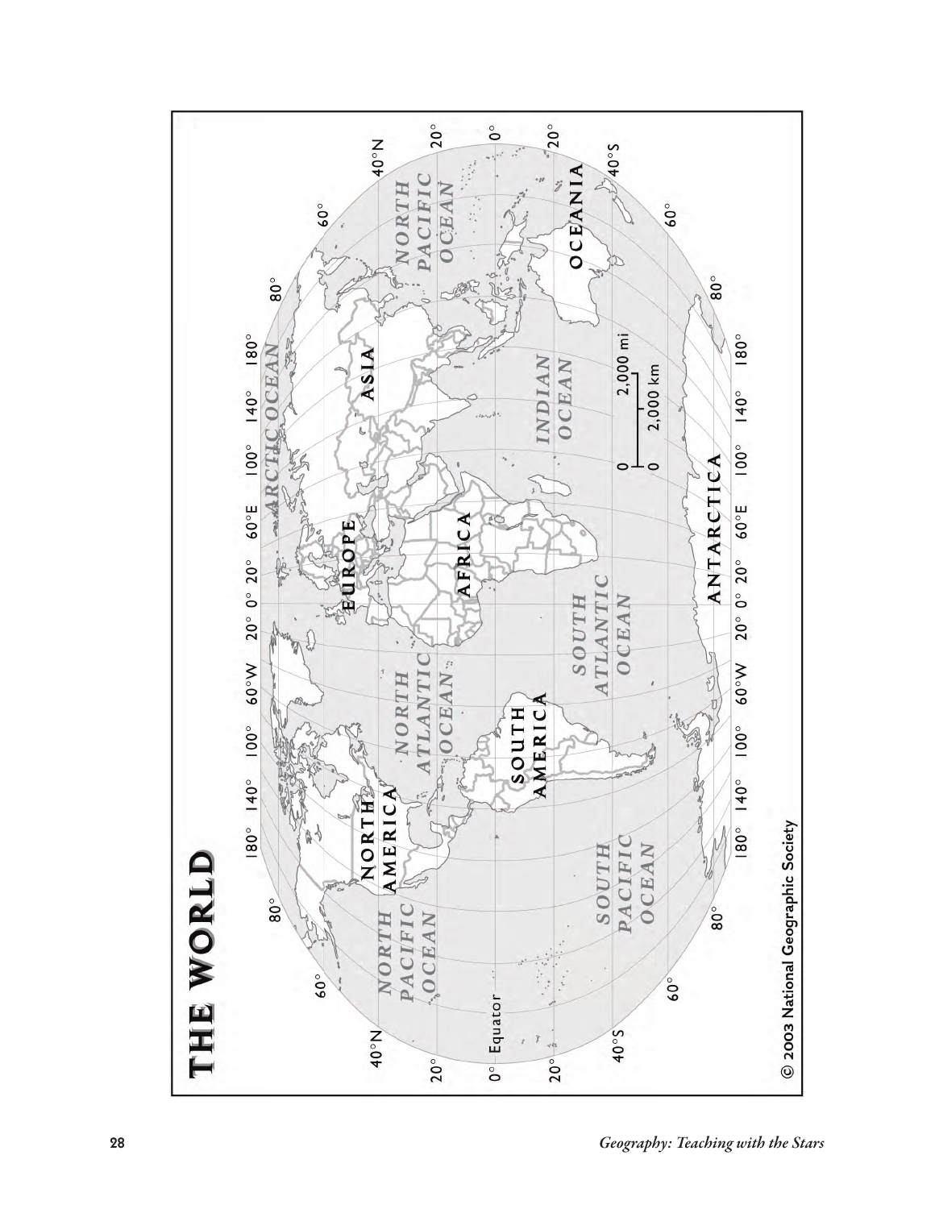# THE WORLD

© 2003 National Geographic Society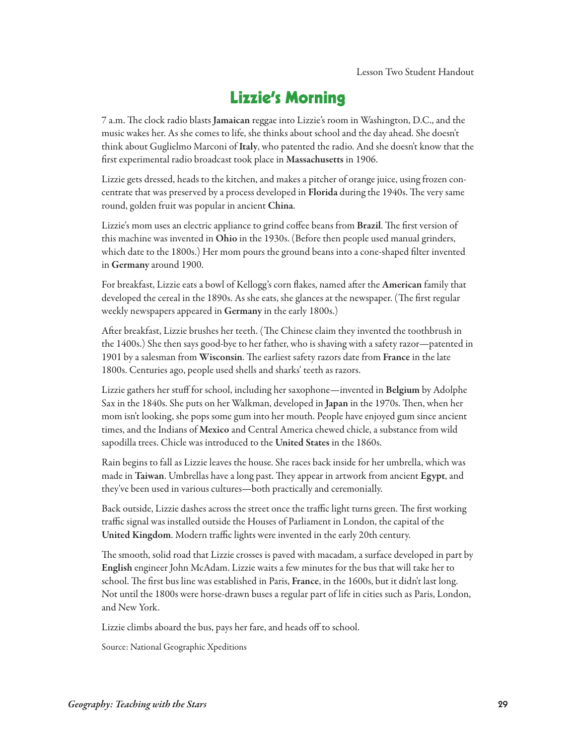Lesson Two Student Handout

# Lizzie's Morning

7 a.m. The clock radio blasts **Jamaican** reggae into Lizzie's room in Washington, D.C., and the music wakes her. As she comes to life, she thinks about school and the day ahead. She doesn't think about Guglielmo Marconi of **Italy**, who patented the radio. And she doesn't know that the first experimental radio broadcast took place in **Massachusetts** in 1906.

Lizzie gets dressed, heads to the kitchen, and makes a pitcher of orange juice, using frozen concentrate that was preserved by a process developed in **Florida** during the 1940s. The very same round, golden fruit was popular in ancient **China**.

Lizzie's mom uses an electric appliance to grind coffee beans from **Brazil**. The first version of this machine was invented in **Ohio** in the 1930s. (Before then people used manual grinders, which date to the 1800s.) Her mom pours the ground beans into a cone-shaped filter invented in **Germany** around 1900.

For breakfast, Lizzie eats a bowl of Kellogg's corn flakes, named after the **American** family that developed the cereal in the 1890s. As she eats, she glances at the newspaper. (The first regular weekly newspapers appeared in **Germany** in the early 1800s.)

After breakfast, Lizzie brushes her teeth. (The Chinese claim they invented the toothbrush in the 1400s.) She then says good-bye to her father, who is shaving with a safety razor—patented in 1901 by a salesman from **Wisconsin**. The earliest safety razors date from **France** in the late 1800s. Centuries ago, people used shells and sharks' teeth as razors.

Lizzie gathers her stuff for school, including her saxophone—invented in **Belgium** by Adolphe Sax in the 1840s. She puts on her Walkman, developed in **Japan** in the 1970s. Then, when her mom isn't looking, she pops some gum into her mouth. People have enjoyed gum since ancient times, and the Indians of **Mexico** and Central America chewed chicle, a substance from wild sapodilla trees. Chicle was introduced to the **United States** in the 1860s.

Rain begins to fall as Lizzie leaves the house. She races back inside for her umbrella, which was made in **Taiwan**. Umbrellas have a long past. They appear in artwork from ancient **Egypt**, and they've been used in various cultures—both practically and ceremonially.

Back outside, Lizzie dashes across the street once the traffic light turns green. The first working traffic signal was installed outside the Houses of Parliament in London, the capital of the **United Kingdom**. Modern traffic lights were invented in the early 20th century.

The smooth, solid road that Lizzie crosses is paved with macadam, a surface developed in part by **English** engineer John McAdam. Lizzie waits a few minutes for the bus that will take her to school. The first bus line was established in Paris, **France**, in the 1600s, but it didn't last long. Not until the 1800s were horse-drawn buses a regular part of life in cities such as Paris, London, and New York.

Lizzie climbs aboard the bus, pays her fare, and heads off to school.

Source: National Geographic Xpeditions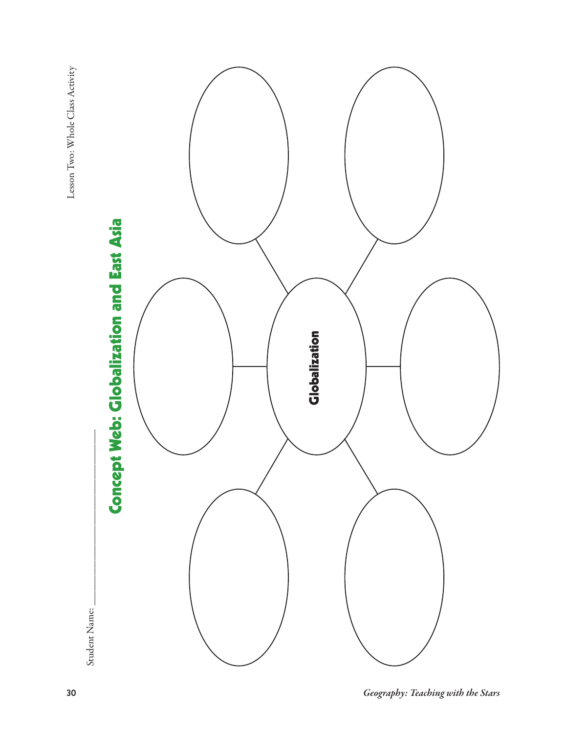Student Name: ______________________________

# Concept Web: Globalization and East Asia

Globalization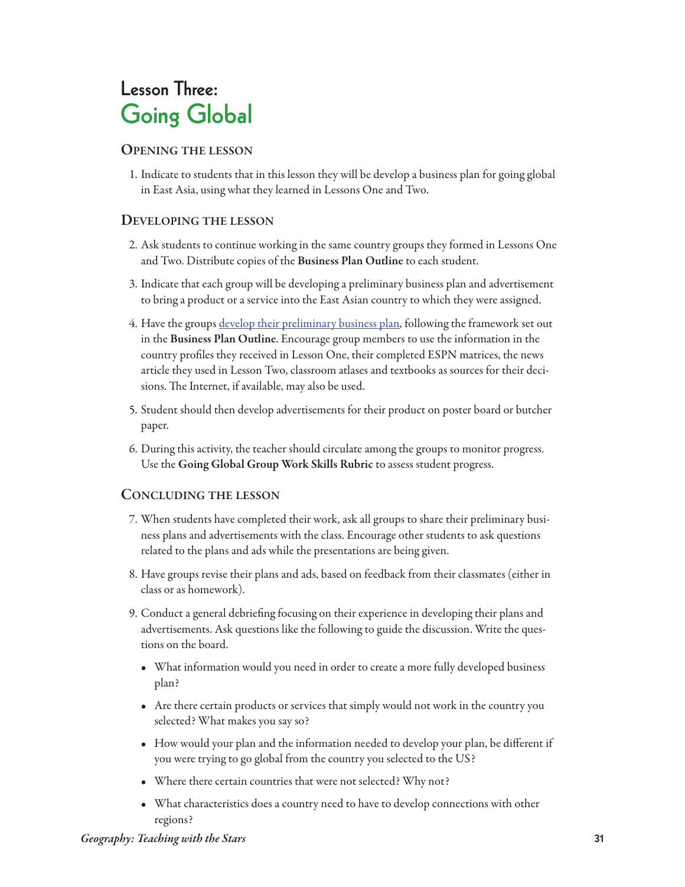# Lesson Three:
# Going Global

### Opening the Lesson

1. Indicate to students that in this lesson they will be develop a business plan for going global in East Asia, using what they learned in Lessons One and Two.

### Developing the Lesson

2. Ask students to continue working in the same country groups they formed in Lessons One and Two. Distribute copies of the **Business Plan Outline** to each student.
3. Indicate that each group will be developing a preliminary business plan and advertisement to bring a product or a service into the East Asian country to which they were assigned.
4. Have the groups develop their preliminary business plan, following the framework set out in the **Business Plan Outline**. Encourage group members to use the information in the country profiles they received in Lesson One, their completed ESPN matrices, the news article they used in Lesson Two, classroom atlases and textbooks as sources for their decisions. The Internet, if available, may also be used.
5. Student should then develop advertisements for their product on poster board or butcher paper.
6. During this activity, the teacher should circulate among the groups to monitor progress. Use the **Going Global Group Work Skills Rubric** to assess student progress.

### Concluding the Lesson

7. When students have completed their work, ask all groups to share their preliminary business plans and advertisements with the class. Encourage other students to ask questions related to the plans and ads while the presentations are being given.
8. Have groups revise their plans and ads, based on feedback from their classmates (either in class or as homework).
9. Conduct a general debriefing focusing on their experience in developing their plans and advertisements. Ask questions like the following to guide the discussion. Write the questions on the board.
   - What information would you need in order to create a more fully developed business plan?
   - Are there certain products or services that simply would not work in the country you selected? What makes you say so?
   - How would your plan and the information needed to develop your plan, be different if you were trying to go global from the country you selected to the US?
   - Where there certain countries that were not selected? Why not?
   - What characteristics does a country need to have to develop connections with other regions?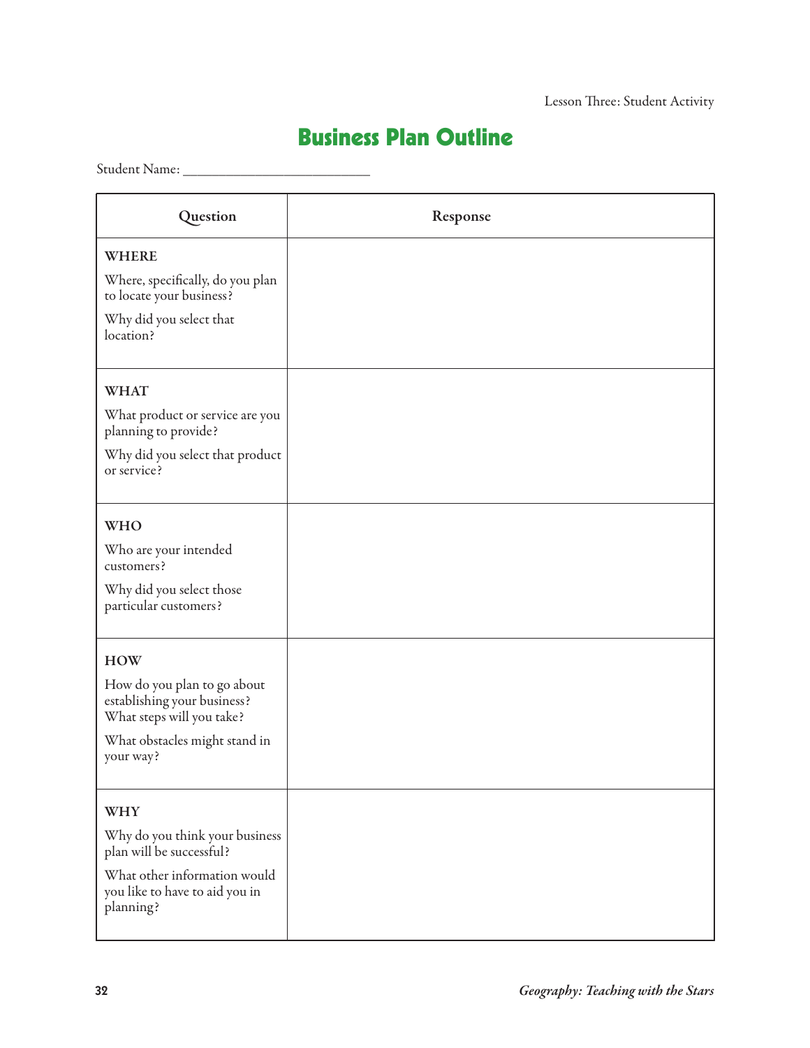# Business Plan Outline

Student Name: ___________________________

| Question | Response |
|---|---|
| **WHERE**<br>Where, specifically, do you plan to locate your business?<br>Why did you select that location? | |
| **WHAT**<br>What product or service are you planning to provide?<br>Why did you select that product or service? | |
| **WHO**<br>Who are your intended customers?<br>Why did you select those particular customers? | |
| **HOW**<br>How do you plan to go about establishing your business? What steps will you take?<br>What obstacles might stand in your way? | |
| **WHY**<br>Why do you think your business plan will be successful?<br>What other information would you like to have to aid you in planning? | |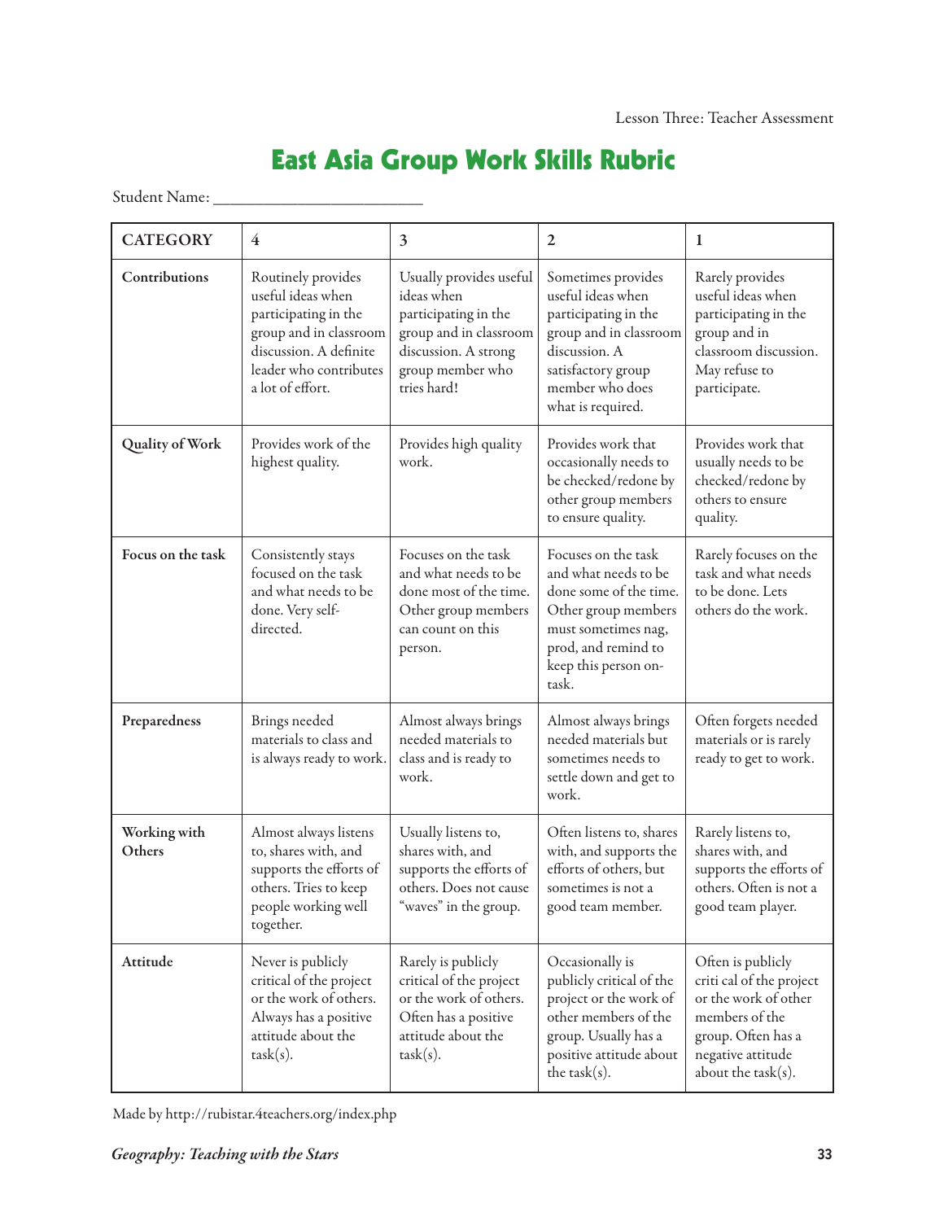Lesson Three: Teacher Assessment

# East Asia Group Work Skills Rubric

Student Name: _________________________

| CATEGORY | 4 | 3 | 2 | 1 |
|---|---|---|---|---|
| **Contributions** | Routinely provides useful ideas when participating in the group and in classroom discussion. A definite leader who contributes a lot of effort. | Usually provides useful ideas when participating in the group and in classroom discussion. A strong group member who tries hard! | Sometimes provides useful ideas when participating in the group and in classroom discussion. A satisfactory group member who does what is required. | Rarely provides useful ideas when participating in the group and in classroom discussion. May refuse to participate. |
| **Quality of Work** | Provides work of the highest quality. | Provides high quality work. | Provides work that occasionally needs to be checked/redone by other group members to ensure quality. | Provides work that usually needs to be checked/redone by others to ensure quality. |
| **Focus on the task** | Consistently stays focused on the task and what needs to be done. Very self-directed. | Focuses on the task and what needs to be done most of the time. Other group members can count on this person. | Focuses on the task and what needs to be done some of the time. Other group members must sometimes nag, prod, and remind to keep this person on-task. | Rarely focuses on the task and what needs to be done. Lets others do the work. |
| **Preparedness** | Brings needed materials to class and is always ready to work. | Almost always brings needed materials to class and is ready to work. | Almost always brings needed materials but sometimes needs to settle down and get to work. | Often forgets needed materials or is rarely ready to get to work. |
| **Working with Others** | Almost always listens to, shares with, and supports the efforts of others. Tries to keep people working well together. | Usually listens to, shares with, and supports the efforts of others. Does not cause "waves" in the group. | Often listens to, shares with, and supports the efforts of others, but sometimes is not a good team member. | Rarely listens to, shares with, and supports the efforts of others. Often is not a good team player. |
| **Attitude** | Never is publicly critical of the project or the work of others. Always has a positive attitude about the task(s). | Rarely is publicly critical of the project or the work of others. Often has a positive attitude about the task(s). | Occasionally is publicly critical of the project or the work of other members of the group. Usually has a positive attitude about the task(s). | Often is publicly criti cal of the project or the work of other members of the group. Often has a negative attitude about the task(s). |

Made by http://rubistar.4teachers.org/index.php

*Geography: Teaching with the Stars*